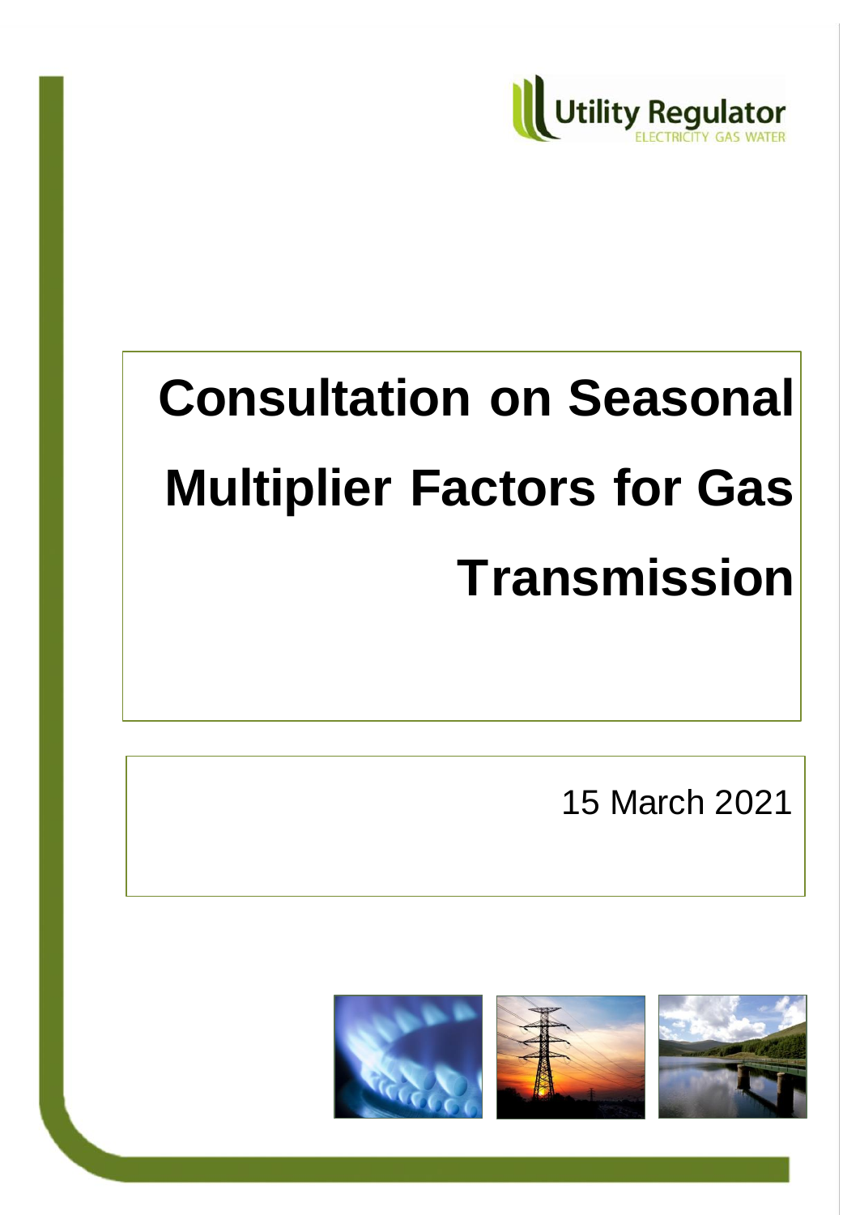Utility Regulator
ELECTRICITY GAS WATER

# Consultation on Seasonal Multiplier Factors for Gas Transmission

15 March 2021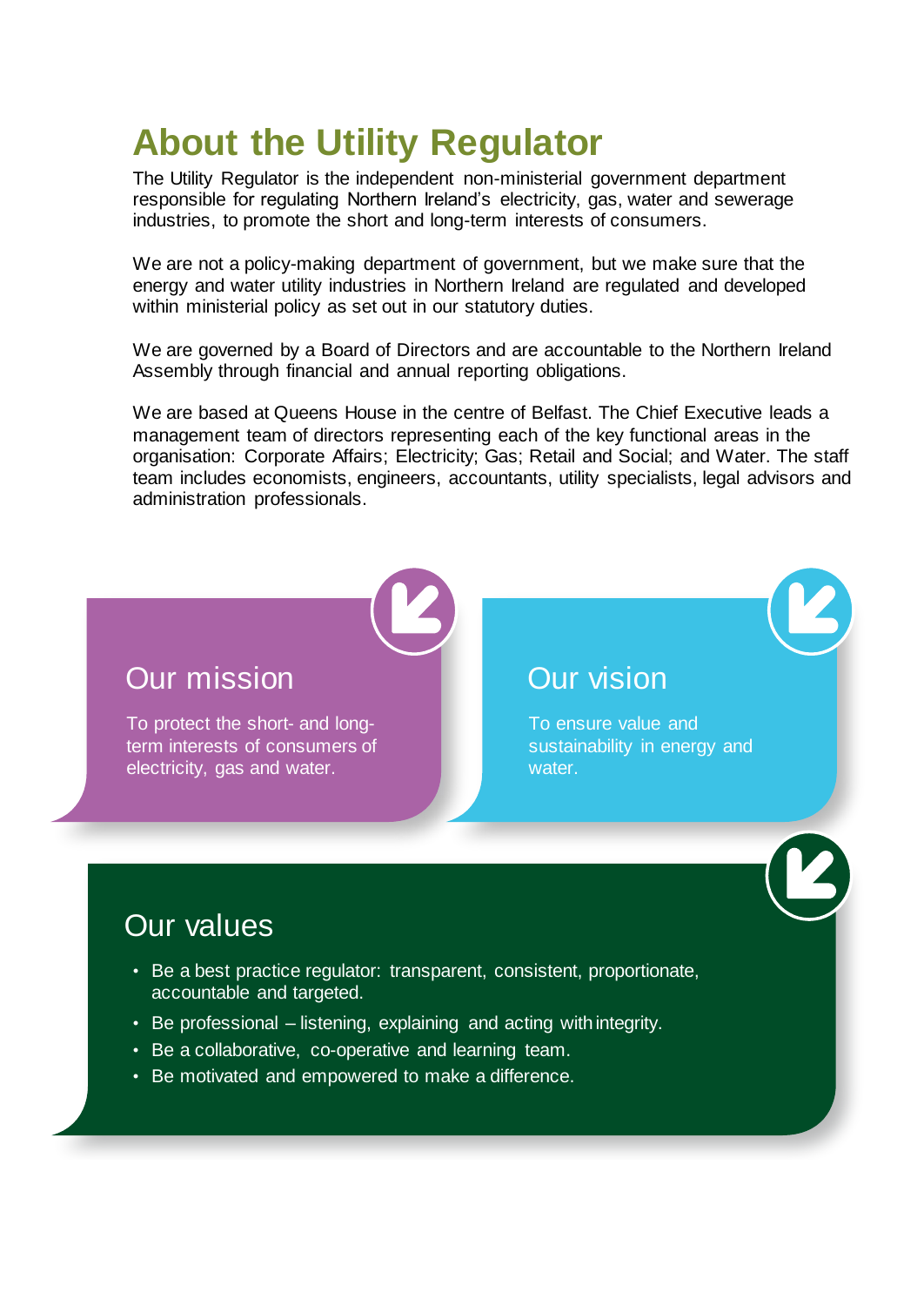# About the Utility Regulator

The Utility Regulator is the independent non-ministerial government department responsible for regulating Northern Ireland's electricity, gas, water and sewerage industries, to promote the short and long-term interests of consumers.

We are not a policy-making department of government, but we make sure that the energy and water utility industries in Northern Ireland are regulated and developed within ministerial policy as set out in our statutory duties.

We are governed by a Board of Directors and are accountable to the Northern Ireland Assembly through financial and annual reporting obligations.

We are based at Queens House in the centre of Belfast. The Chief Executive leads a management team of directors representing each of the key functional areas in the organisation: Corporate Affairs; Electricity; Gas; Retail and Social; and Water. The staff team includes economists, engineers, accountants, utility specialists, legal advisors and administration professionals.

## Our mission

To protect the short- and long-term interests of consumers of electricity, gas and water.

## Our vision

To ensure value and sustainability in energy and water.

## Our values

- Be a best practice regulator: transparent, consistent, proportionate, accountable and targeted.
- Be professional – listening, explaining and acting with integrity.
- Be a collaborative, co-operative and learning team.
- Be motivated and empowered to make a difference.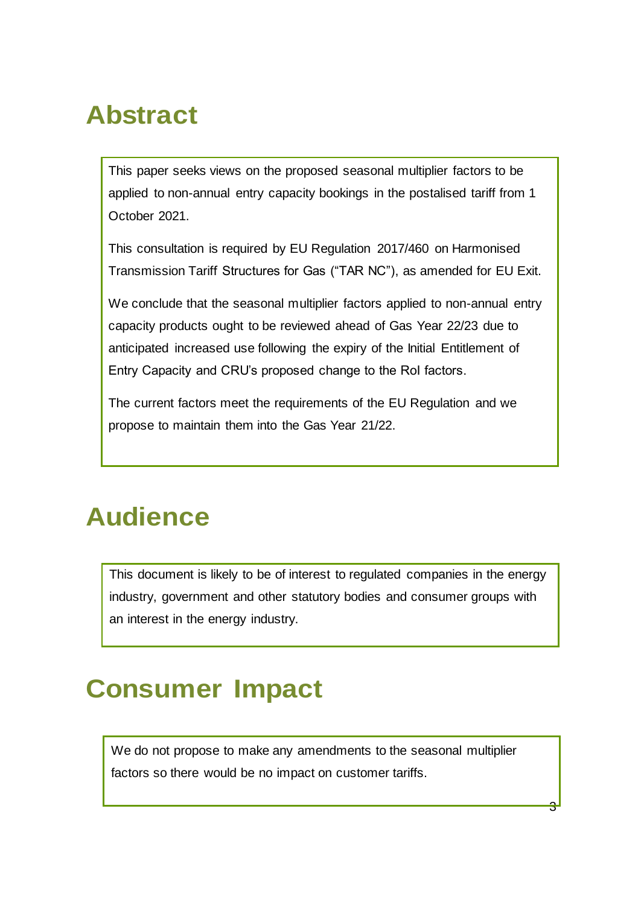## Abstract

This paper seeks views on the proposed seasonal multiplier factors to be applied to non-annual entry capacity bookings in the postalised tariff from 1 October 2021.

This consultation is required by EU Regulation 2017/460 on Harmonised Transmission Tariff Structures for Gas ("TAR NC"), as amended for EU Exit.

We conclude that the seasonal multiplier factors applied to non-annual entry capacity products ought to be reviewed ahead of Gas Year 22/23 due to anticipated increased use following the expiry of the Initial Entitlement of Entry Capacity and CRU's proposed change to the RoI factors.

The current factors meet the requirements of the EU Regulation and we propose to maintain them into the Gas Year 21/22.

## Audience

This document is likely to be of interest to regulated companies in the energy industry, government and other statutory bodies and consumer groups with an interest in the energy industry.

## Consumer Impact

We do not propose to make any amendments to the seasonal multiplier factors so there would be no impact on customer tariffs.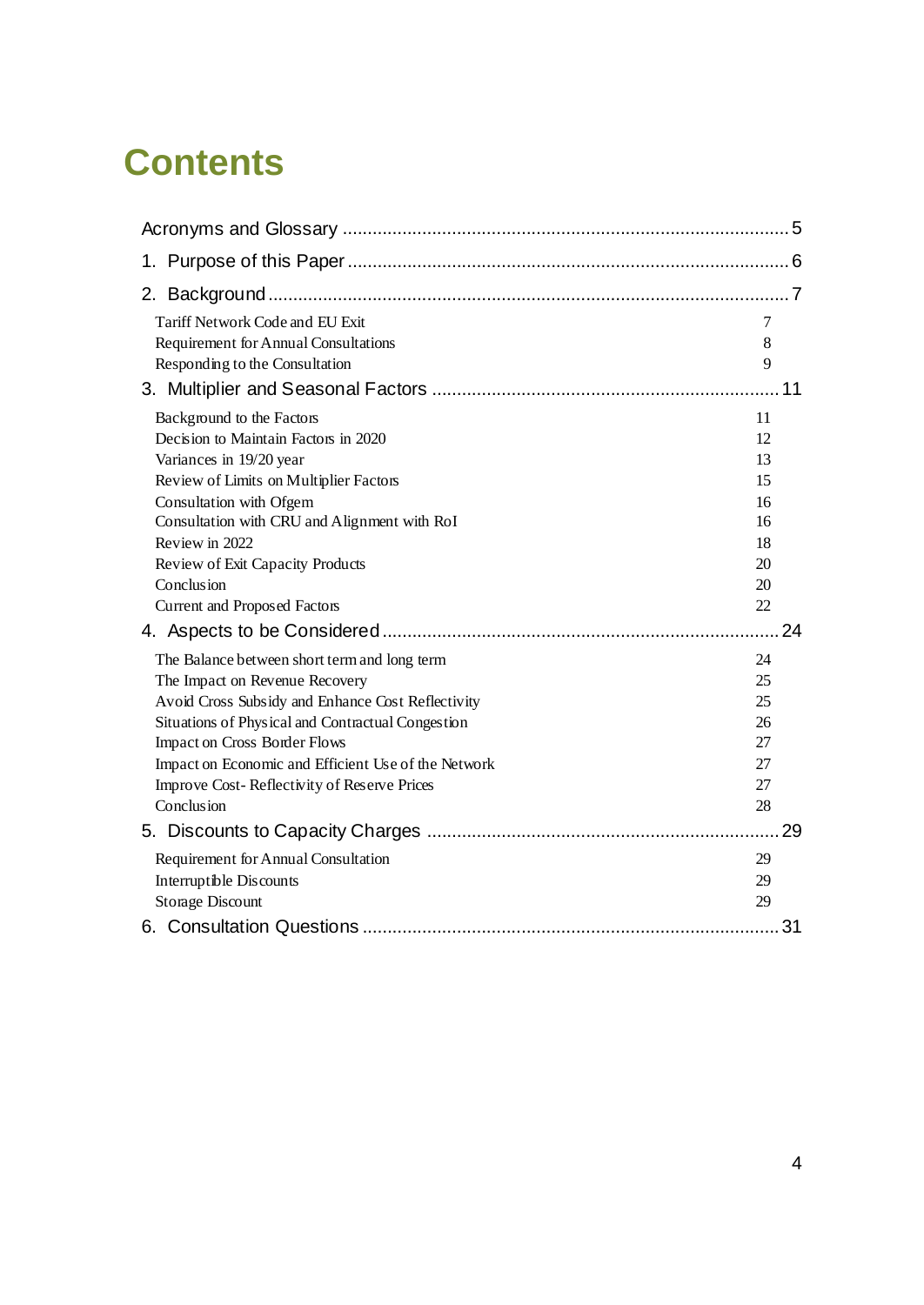# Contents

Acronyms and Glossary ........................................................................................ 5

1. Purpose of this Paper ........................................................................................ 6

2. Background ........................................................................................................ 7

   Tariff Network Code and EU Exit 7
   Requirement for Annual Consultations 8
   Responding to the Consultation 9

3. Multiplier and Seasonal Factors ..................................................................... 11

   Background to the Factors 11
   Decision to Maintain Factors in 2020 12
   Variances in 19/20 year 13
   Review of Limits on Multiplier Factors 15
   Consultation with Ofgem 16
   Consultation with CRU and Alignment with RoI 16
   Review in 2022 18
   Review of Exit Capacity Products 20
   Conclusion 20
   Current and Proposed Factors 22

4. Aspects to be Considered ............................................................................... 24

   The Balance between short term and long term 24
   The Impact on Revenue Recovery 25
   Avoid Cross Subsidy and Enhance Cost Reflectivity 25
   Situations of Physical and Contractual Congestion 26
   Impact on Cross Border Flows 27
   Impact on Economic and Efficient Use of the Network 27
   Improve Cost- Reflectivity of Reserve Prices 27
   Conclusion 28

5. Discounts to Capacity Charges ...................................................................... 29

   Requirement for Annual Consultation 29
   Interruptible Discounts 29
   Storage Discount 29

6. Consultation Questions ................................................................................... 31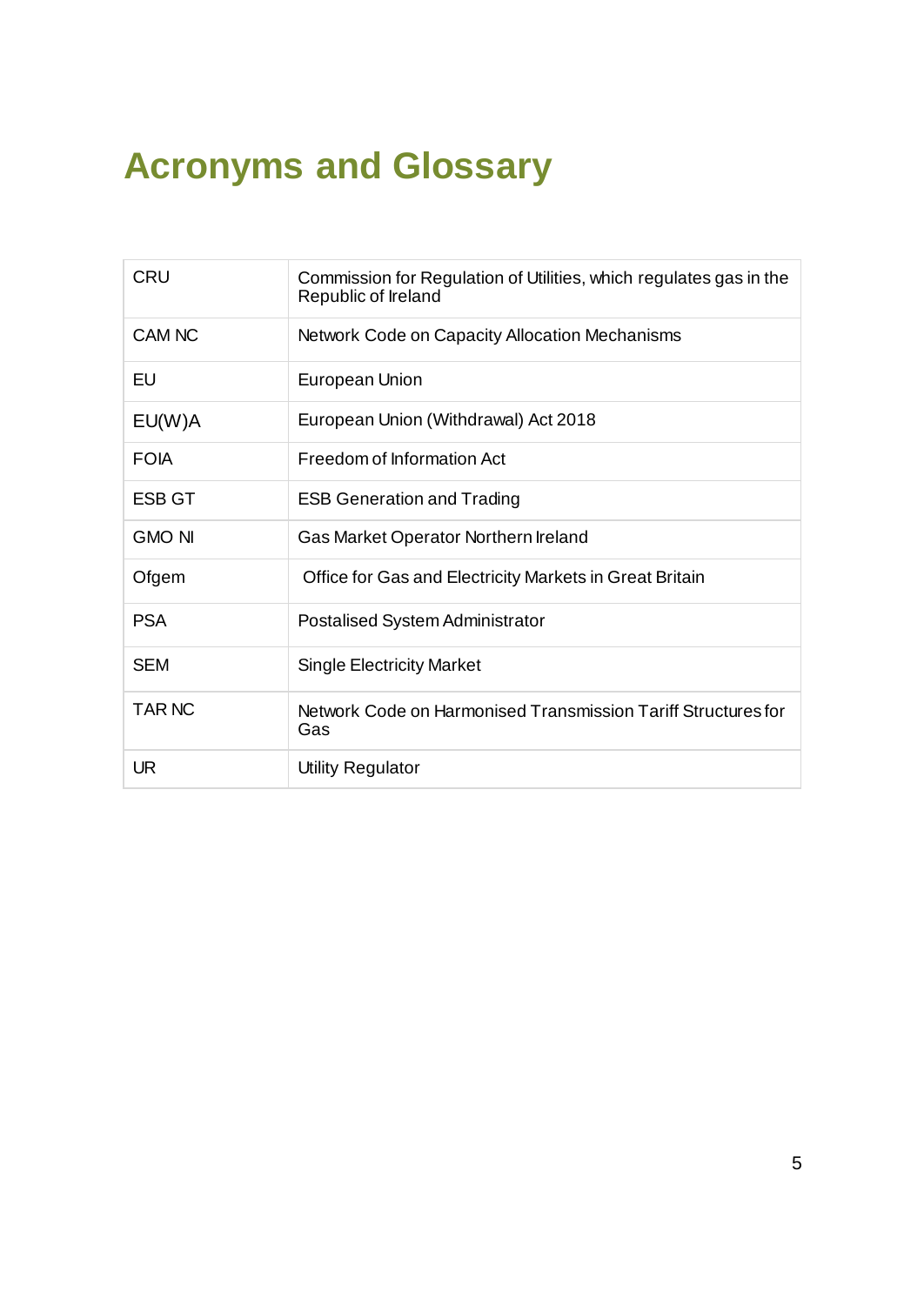# Acronyms and Glossary

| | |
|---|---|
| CRU | Commission for Regulation of Utilities, which regulates gas in the Republic of Ireland |
| CAM NC | Network Code on Capacity Allocation Mechanisms |
| EU | European Union |
| EU(W)A | European Union (Withdrawal) Act 2018 |
| FOIA | Freedom of Information Act |
| ESB GT | ESB Generation and Trading |
| GMO NI | Gas Market Operator Northern Ireland |
| Ofgem | Office for Gas and Electricity Markets in Great Britain |
| PSA | Postalised System Administrator |
| SEM | Single Electricity Market |
| TAR NC | Network Code on Harmonised Transmission Tariff Structures for Gas |
| UR | Utility Regulator |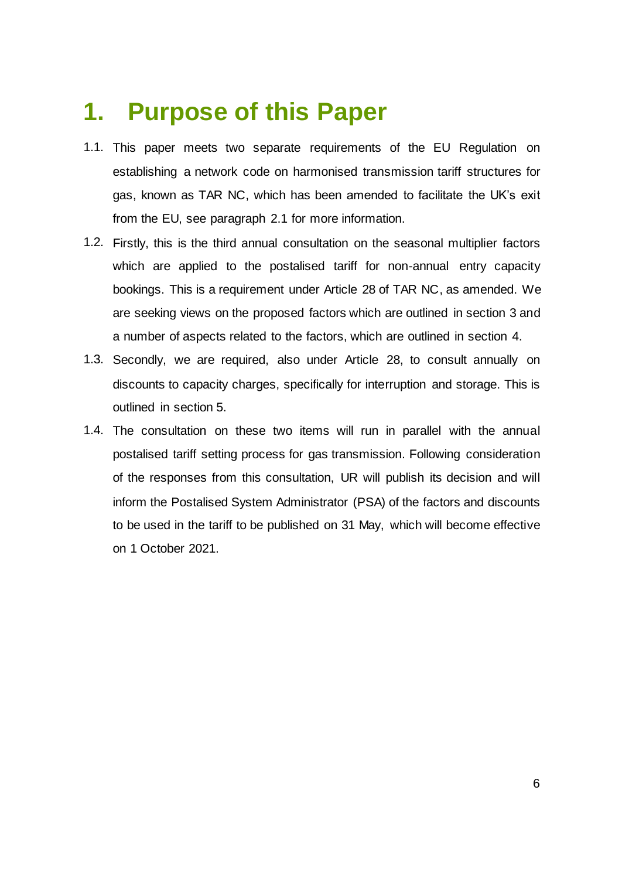# 1. Purpose of this Paper

1.1. This paper meets two separate requirements of the EU Regulation on establishing a network code on harmonised transmission tariff structures for gas, known as TAR NC, which has been amended to facilitate the UK's exit from the EU, see paragraph 2.1 for more information.

1.2. Firstly, this is the third annual consultation on the seasonal multiplier factors which are applied to the postalised tariff for non-annual entry capacity bookings. This is a requirement under Article 28 of TAR NC, as amended. We are seeking views on the proposed factors which are outlined in section 3 and a number of aspects related to the factors, which are outlined in section 4.

1.3. Secondly, we are required, also under Article 28, to consult annually on discounts to capacity charges, specifically for interruption and storage. This is outlined in section 5.

1.4. The consultation on these two items will run in parallel with the annual postalised tariff setting process for gas transmission. Following consideration of the responses from this consultation, UR will publish its decision and will inform the Postalised System Administrator (PSA) of the factors and discounts to be used in the tariff to be published on 31 May, which will become effective on 1 October 2021.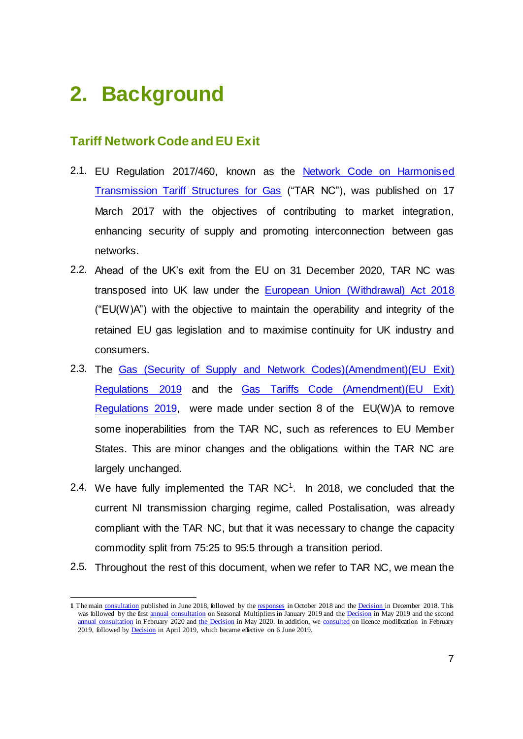# 2. Background

## Tariff Network Code and EU Exit

2.1. EU Regulation 2017/460, known as the Network Code on Harmonised Transmission Tariff Structures for Gas ("TAR NC"), was published on 17 March 2017 with the objectives of contributing to market integration, enhancing security of supply and promoting interconnection between gas networks.

2.2. Ahead of the UK's exit from the EU on 31 December 2020, TAR NC was transposed into UK law under the European Union (Withdrawal) Act 2018 ("EU(W)A") with the objective to maintain the operability and integrity of the retained EU gas legislation and to maximise continuity for UK industry and consumers.

2.3. The Gas (Security of Supply and Network Codes)(Amendment)(EU Exit) Regulations 2019 and the Gas Tariffs Code (Amendment)(EU Exit) Regulations 2019, were made under section 8 of the EU(W)A to remove some inoperabilities from the TAR NC, such as references to EU Member States. This are minor changes and the obligations within the TAR NC are largely unchanged.

2.4. We have fully implemented the TAR NC[1]. In 2018, we concluded that the current NI transmission charging regime, called Postalisation, was already compliant with the TAR NC, but that it was necessary to change the capacity commodity split from 75:25 to 95:5 through a transition period.

2.5. Throughout the rest of this document, when we refer to TAR NC, we mean the

---

**1** The main consultation published in June 2018, followed by the responses in October 2018 and the Decision in December 2018. This was followed by the first annual consultation on Seasonal Multipliers in January 2019 and the Decision in May 2019 and the second annual consultation in February 2020 and the Decision in May 2020. In addition, we consulted on licence modification in February 2019, followed by Decision in April 2019, which became effective on 6 June 2019.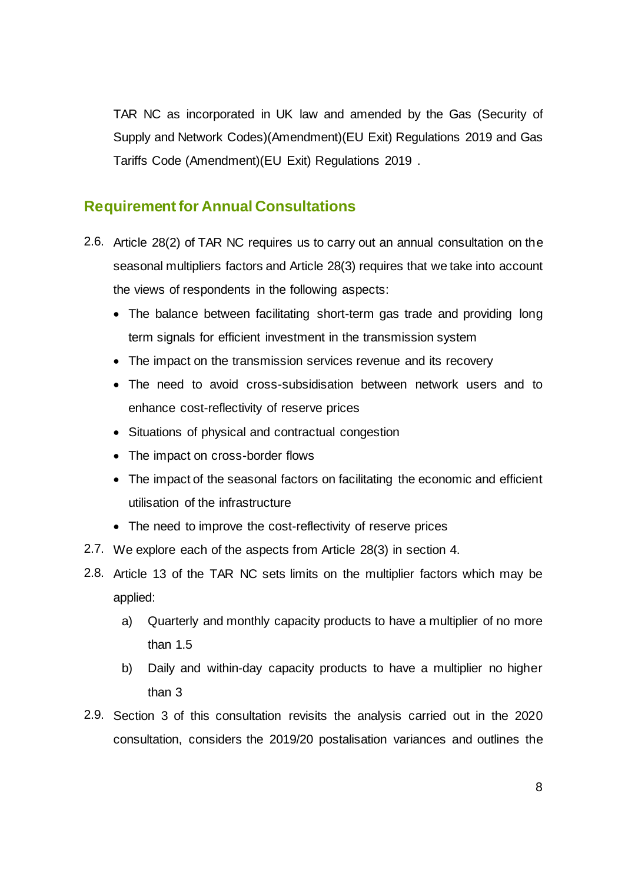TAR NC as incorporated in UK law and amended by the Gas (Security of Supply and Network Codes)(Amendment)(EU Exit) Regulations 2019 and Gas Tariffs Code (Amendment)(EU Exit) Regulations 2019 .

## Requirement for Annual Consultations

2.6. Article 28(2) of TAR NC requires us to carry out an annual consultation on the seasonal multipliers factors and Article 28(3) requires that we take into account the views of respondents in the following aspects:

- The balance between facilitating short-term gas trade and providing long term signals for efficient investment in the transmission system
- The impact on the transmission services revenue and its recovery
- The need to avoid cross-subsidisation between network users and to enhance cost-reflectivity of reserve prices
- Situations of physical and contractual congestion
- The impact on cross-border flows
- The impact of the seasonal factors on facilitating the economic and efficient utilisation of the infrastructure
- The need to improve the cost-reflectivity of reserve prices

2.7. We explore each of the aspects from Article 28(3) in section 4.

2.8. Article 13 of the TAR NC sets limits on the multiplier factors which may be applied:

a) Quarterly and monthly capacity products to have a multiplier of no more than 1.5

b) Daily and within-day capacity products to have a multiplier no higher than 3

2.9. Section 3 of this consultation revisits the analysis carried out in the 2020 consultation, considers the 2019/20 postalisation variances and outlines the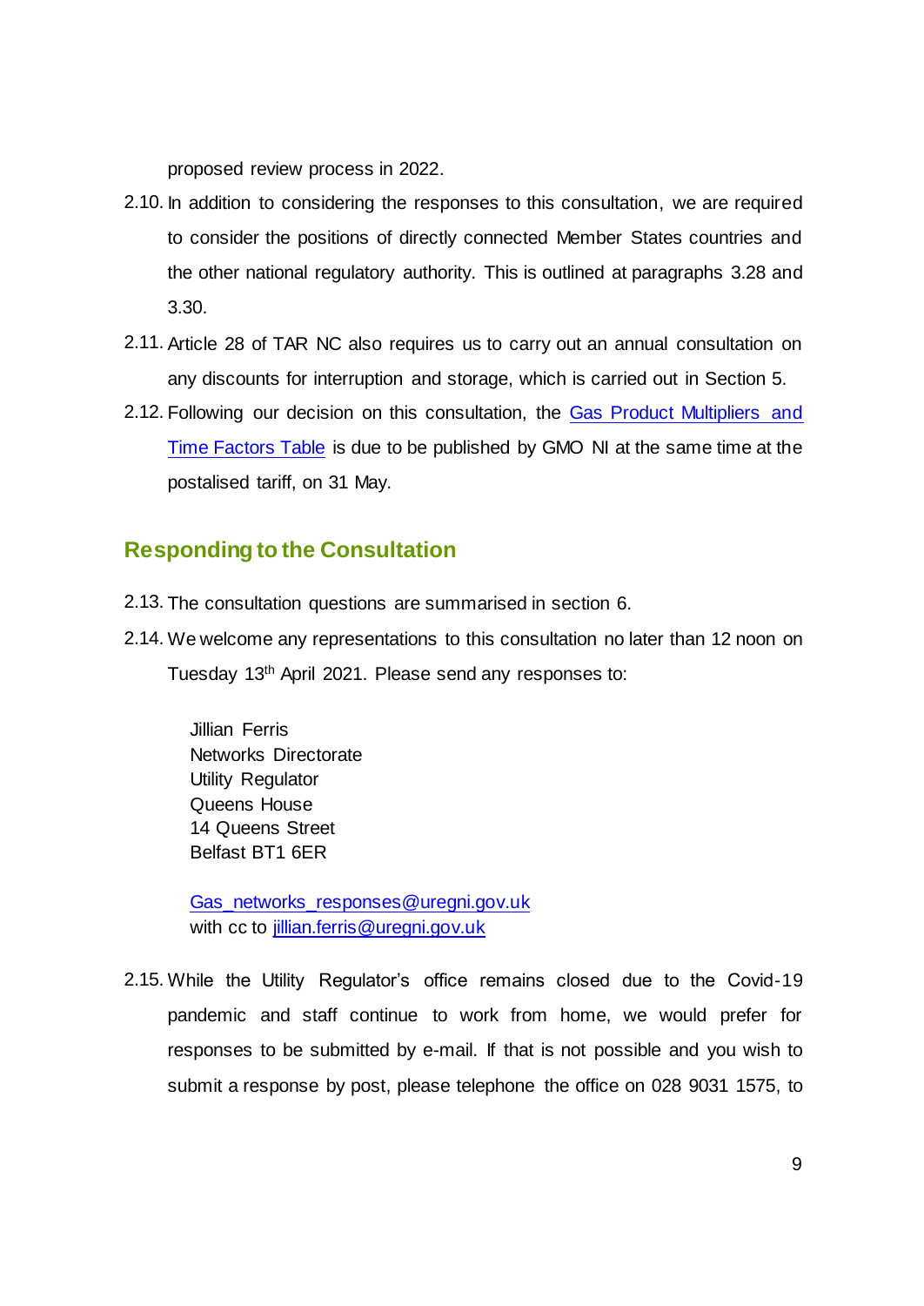proposed review process in 2022.

2.10. In addition to considering the responses to this consultation, we are required to consider the positions of directly connected Member States countries and the other national regulatory authority. This is outlined at paragraphs 3.28 and 3.30.

2.11. Article 28 of TAR NC also requires us to carry out an annual consultation on any discounts for interruption and storage, which is carried out in Section 5.

2.12. Following our decision on this consultation, the Gas Product Multipliers and Time Factors Table is due to be published by GMO NI at the same time at the postalised tariff, on 31 May.

## Responding to the Consultation

2.13. The consultation questions are summarised in section 6.

2.14. We welcome any representations to this consultation no later than 12 noon on Tuesday 13th April 2021. Please send any responses to:

> Jillian Ferris
> Networks Directorate
> Utility Regulator
> Queens House
> 14 Queens Street
> Belfast BT1 6ER
>
> Gas_networks_responses@uregni.gov.uk
> with cc to jillian.ferris@uregni.gov.uk

2.15. While the Utility Regulator's office remains closed due to the Covid-19 pandemic and staff continue to work from home, we would prefer for responses to be submitted by e-mail. If that is not possible and you wish to submit a response by post, please telephone the office on 028 9031 1575, to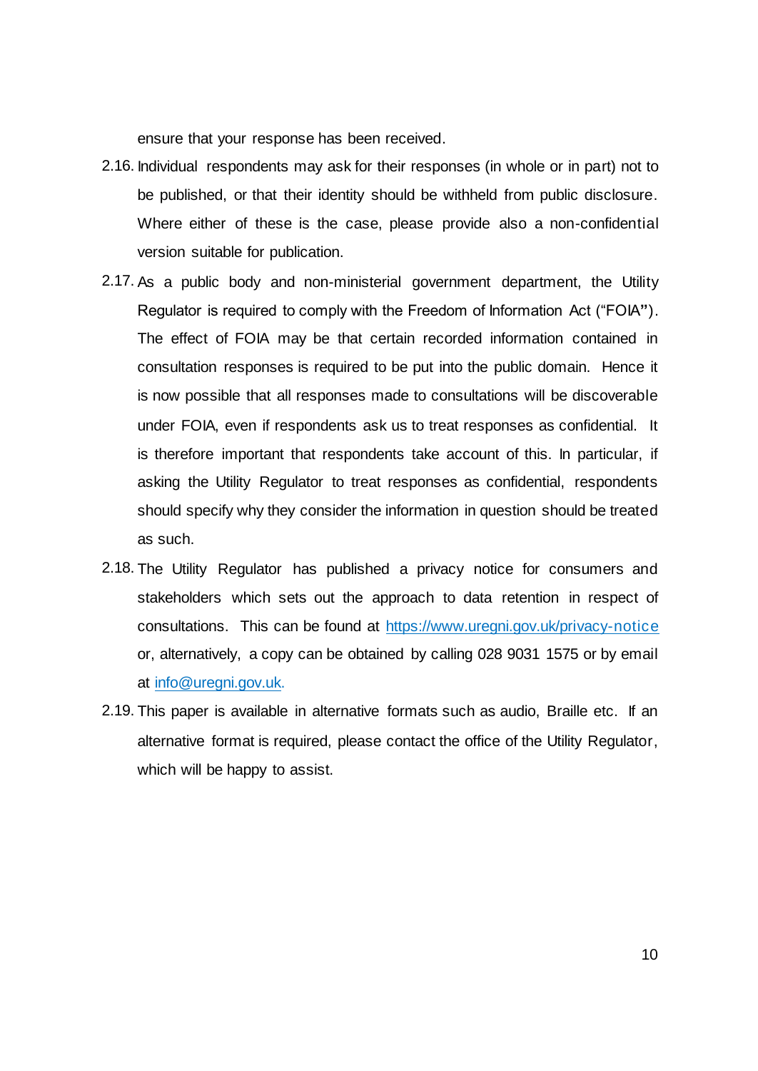ensure that your response has been received.

2.16. Individual respondents may ask for their responses (in whole or in part) not to be published, or that their identity should be withheld from public disclosure. Where either of these is the case, please provide also a non-confidential version suitable for publication.

2.17. As a public body and non-ministerial government department, the Utility Regulator is required to comply with the Freedom of Information Act ("FOIA"). The effect of FOIA may be that certain recorded information contained in consultation responses is required to be put into the public domain. Hence it is now possible that all responses made to consultations will be discoverable under FOIA, even if respondents ask us to treat responses as confidential. It is therefore important that respondents take account of this. In particular, if asking the Utility Regulator to treat responses as confidential, respondents should specify why they consider the information in question should be treated as such.

2.18. The Utility Regulator has published a privacy notice for consumers and stakeholders which sets out the approach to data retention in respect of consultations. This can be found at https://www.uregni.gov.uk/privacy-notice or, alternatively, a copy can be obtained by calling 028 9031 1575 or by email at info@uregni.gov.uk.

2.19. This paper is available in alternative formats such as audio, Braille etc. If an alternative format is required, please contact the office of the Utility Regulator, which will be happy to assist.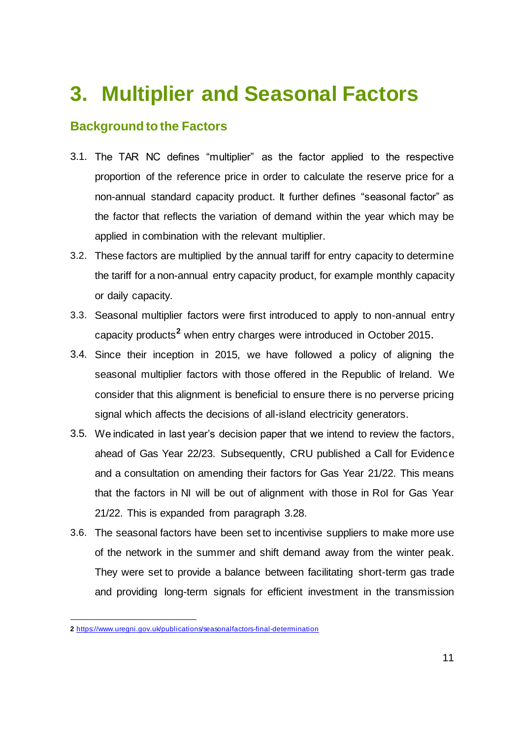# 3. Multiplier and Seasonal Factors

## Background to the Factors

3.1. The TAR NC defines "multiplier" as the factor applied to the respective proportion of the reference price in order to calculate the reserve price for a non-annual standard capacity product. It further defines "seasonal factor" as the factor that reflects the variation of demand within the year which may be applied in combination with the relevant multiplier.

3.2. These factors are multiplied by the annual tariff for entry capacity to determine the tariff for a non-annual entry capacity product, for example monthly capacity or daily capacity.

3.3. Seasonal multiplier factors were first introduced to apply to non-annual entry capacity products[2] when entry charges were introduced in October 2015.

3.4. Since their inception in 2015, we have followed a policy of aligning the seasonal multiplier factors with those offered in the Republic of Ireland. We consider that this alignment is beneficial to ensure there is no perverse pricing signal which affects the decisions of all-island electricity generators.

3.5. We indicated in last year's decision paper that we intend to review the factors, ahead of Gas Year 22/23. Subsequently, CRU published a Call for Evidence and a consultation on amending their factors for Gas Year 21/22. This means that the factors in NI will be out of alignment with those in RoI for Gas Year 21/22. This is expanded from paragraph 3.28.

3.6. The seasonal factors have been set to incentivise suppliers to make more use of the network in the summer and shift demand away from the winter peak. They were set to provide a balance between facilitating short-term gas trade and providing long-term signals for efficient investment in the transmission

---

2 https://www.uregni.gov.uk/publications/seasonalfactors-final-determination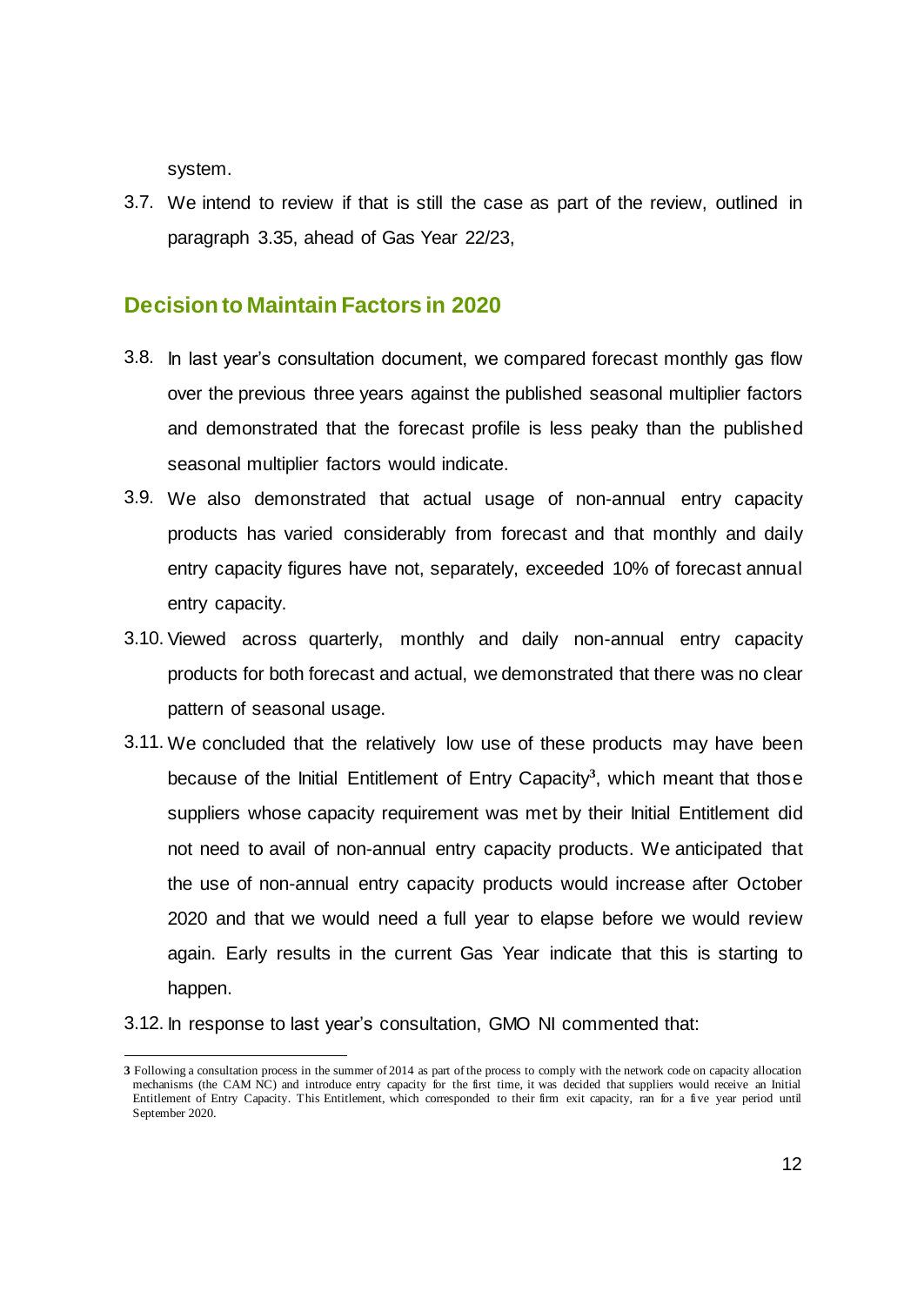system.

3.7. We intend to review if that is still the case as part of the review, outlined in paragraph 3.35, ahead of Gas Year 22/23,

## Decision to Maintain Factors in 2020

3.8. In last year's consultation document, we compared forecast monthly gas flow over the previous three years against the published seasonal multiplier factors and demonstrated that the forecast profile is less peaky than the published seasonal multiplier factors would indicate.

3.9. We also demonstrated that actual usage of non-annual entry capacity products has varied considerably from forecast and that monthly and daily entry capacity figures have not, separately, exceeded 10% of forecast annual entry capacity.

3.10. Viewed across quarterly, monthly and daily non-annual entry capacity products for both forecast and actual, we demonstrated that there was no clear pattern of seasonal usage.

3.11. We concluded that the relatively low use of these products may have been because of the Initial Entitlement of Entry Capacity[3], which meant that those suppliers whose capacity requirement was met by their Initial Entitlement did not need to avail of non-annual entry capacity products. We anticipated that the use of non-annual entry capacity products would increase after October 2020 and that we would need a full year to elapse before we would review again. Early results in the current Gas Year indicate that this is starting to happen.

3.12. In response to last year's consultation, GMO NI commented that:

---

[3] Following a consultation process in the summer of 2014 as part of the process to comply with the network code on capacity allocation mechanisms (the CAM NC) and introduce entry capacity for the first time, it was decided that suppliers would receive an Initial Entitlement of Entry Capacity. This Entitlement, which corresponded to their firm exit capacity, ran for a five year period until September 2020.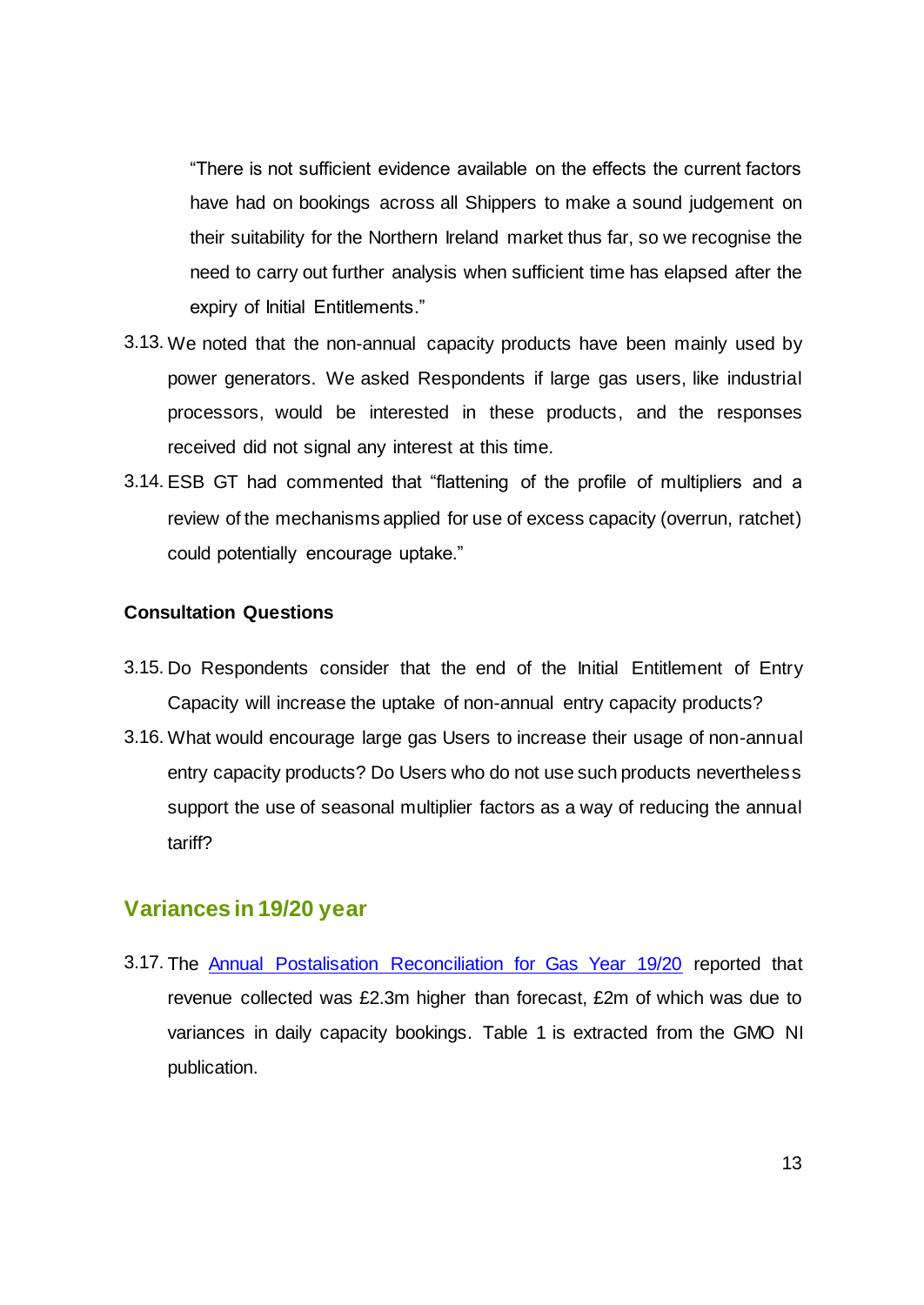"There is not sufficient evidence available on the effects the current factors have had on bookings across all Shippers to make a sound judgement on their suitability for the Northern Ireland market thus far, so we recognise the need to carry out further analysis when sufficient time has elapsed after the expiry of Initial Entitlements."

3.13. We noted that the non-annual capacity products have been mainly used by power generators. We asked Respondents if large gas users, like industrial processors, would be interested in these products, and the responses received did not signal any interest at this time.

3.14. ESB GT had commented that "flattening of the profile of multipliers and a review of the mechanisms applied for use of excess capacity (overrun, ratchet) could potentially encourage uptake."

**Consultation Questions**

3.15. Do Respondents consider that the end of the Initial Entitlement of Entry Capacity will increase the uptake of non-annual entry capacity products?

3.16. What would encourage large gas Users to increase their usage of non-annual entry capacity products? Do Users who do not use such products nevertheless support the use of seasonal multiplier factors as a way of reducing the annual tariff?

## Variances in 19/20 year

3.17. The Annual Postalisation Reconciliation for Gas Year 19/20 reported that revenue collected was £2.3m higher than forecast, £2m of which was due to variances in daily capacity bookings. Table 1 is extracted from the GMO NI publication.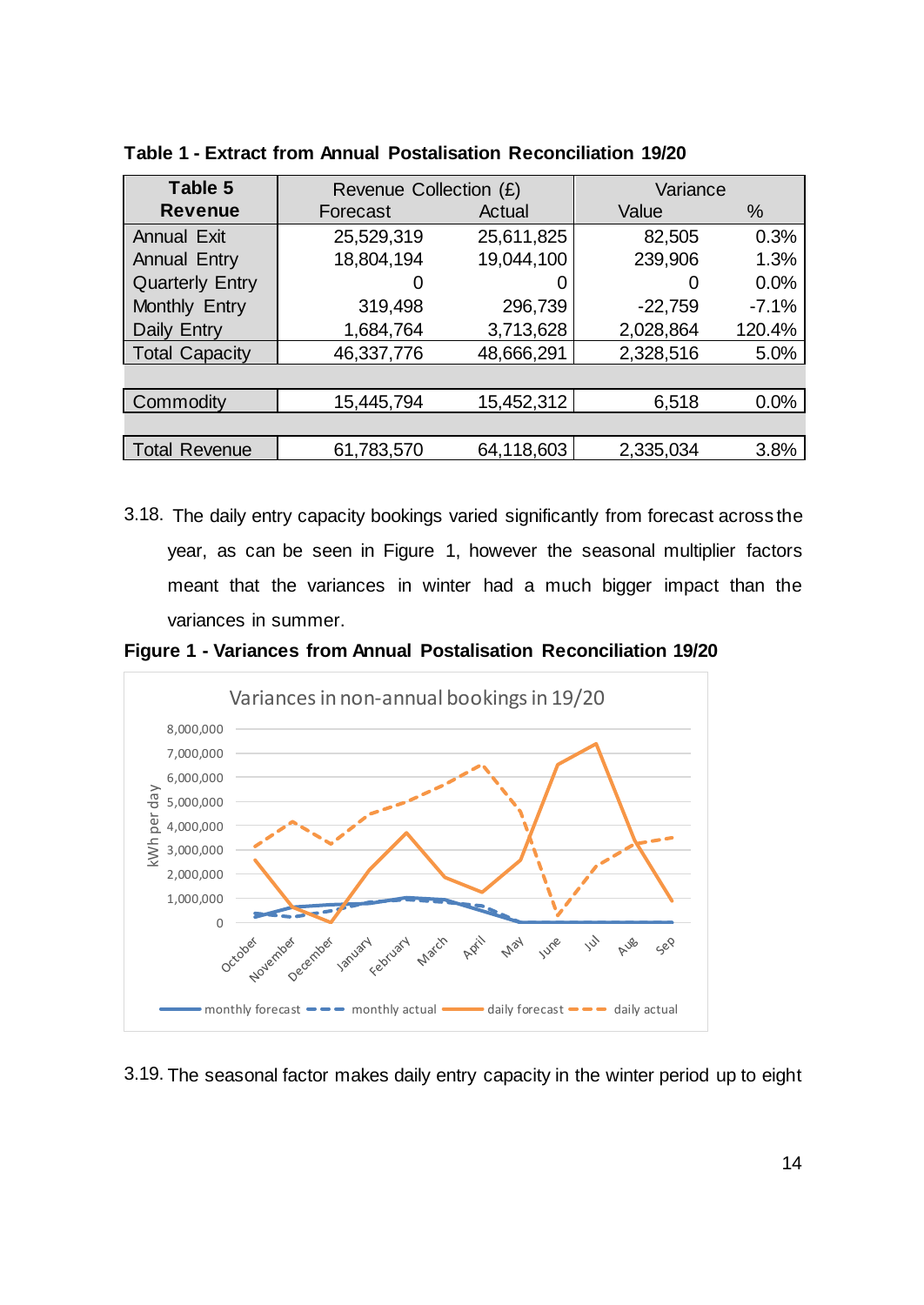**Table 1 - Extract from Annual Postalisation Reconciliation 19/20**

| Table 5 Revenue | Revenue Collection (£) | | Variance | |
|---|---|---|---|---|
| | Forecast | Actual | Value | % |
| Annual Exit | 25,529,319 | 25,611,825 | 82,505 | 0.3% |
| Annual Entry | 18,804,194 | 19,044,100 | 239,906 | 1.3% |
| Quarterly Entry | 0 | 0 | 0 | 0.0% |
| Monthly Entry | 319,498 | 296,739 | -22,759 | -7.1% |
| Daily Entry | 1,684,764 | 3,713,628 | 2,028,864 | 120.4% |
| Total Capacity | 46,337,776 | 48,666,291 | 2,328,516 | 5.0% |
| | | | | |
| Commodity | 15,445,794 | 15,452,312 | 6,518 | 0.0% |
| | | | | |
| Total Revenue | 61,783,570 | 64,118,603 | 2,335,034 | 3.8% |

3.18. The daily entry capacity bookings varied significantly from forecast across the year, as can be seen in Figure 1, however the seasonal multiplier factors meant that the variances in winter had a much bigger impact than the variances in summer.

**Figure 1 - Variances from Annual Postalisation Reconciliation 19/20**

Variances in non-annual bookings in 19/20

3.19. The seasonal factor makes daily entry capacity in the winter period up to eight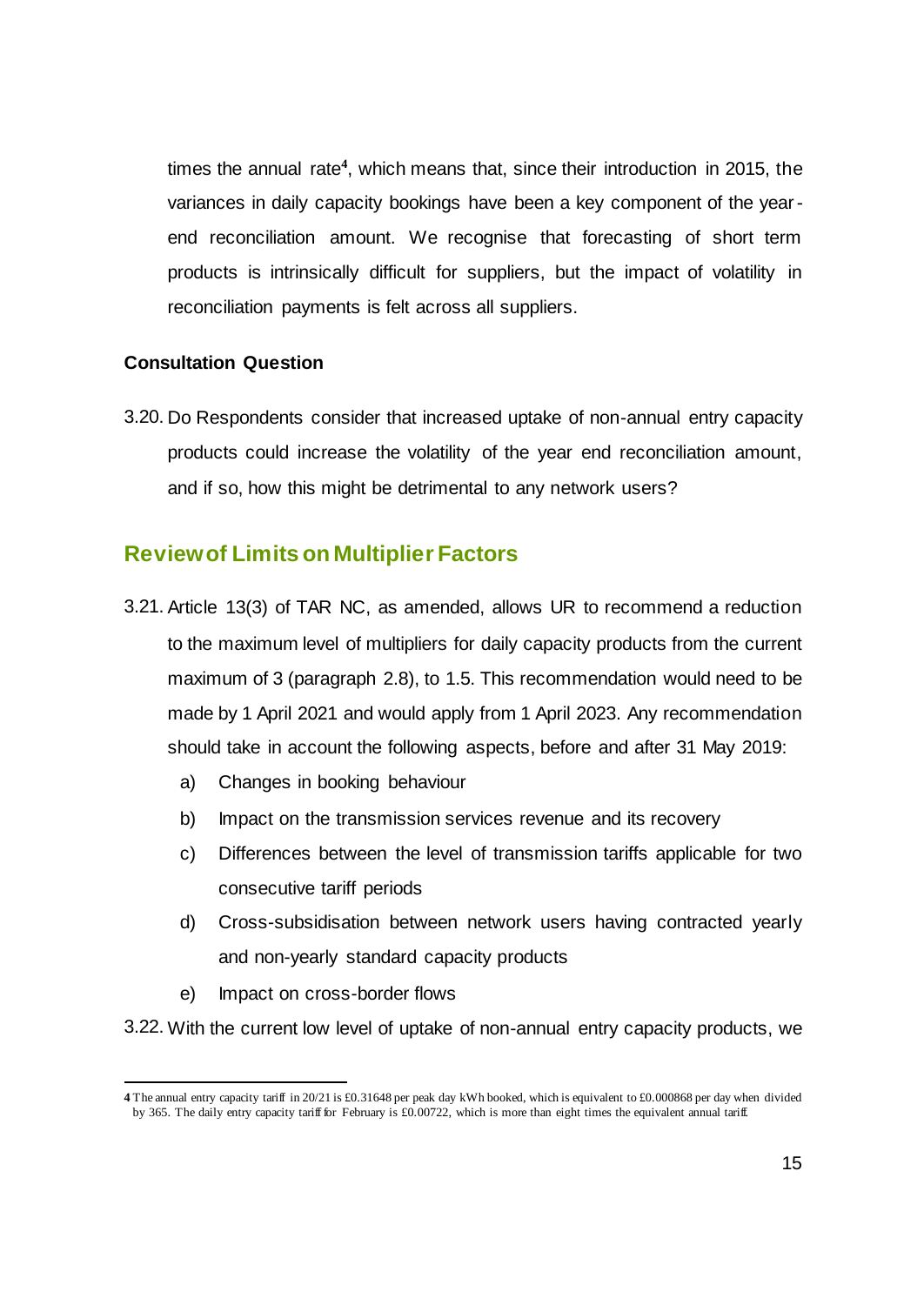times the annual rate[4], which means that, since their introduction in 2015, the variances in daily capacity bookings have been a key component of the year-end reconciliation amount. We recognise that forecasting of short term products is intrinsically difficult for suppliers, but the impact of volatility in reconciliation payments is felt across all suppliers.

**Consultation Question**

3.20. Do Respondents consider that increased uptake of non-annual entry capacity products could increase the volatility of the year end reconciliation amount, and if so, how this might be detrimental to any network users?

## Review of Limits on Multiplier Factors

3.21. Article 13(3) of TAR NC, as amended, allows UR to recommend a reduction to the maximum level of multipliers for daily capacity products from the current maximum of 3 (paragraph 2.8), to 1.5. This recommendation would need to be made by 1 April 2021 and would apply from 1 April 2023. Any recommendation should take in account the following aspects, before and after 31 May 2019:

a) Changes in booking behaviour

b) Impact on the transmission services revenue and its recovery

c) Differences between the level of transmission tariffs applicable for two consecutive tariff periods

d) Cross-subsidisation between network users having contracted yearly and non-yearly standard capacity products

e) Impact on cross-border flows

3.22. With the current low level of uptake of non-annual entry capacity products, we

---

[4] The annual entry capacity tariff in 20/21 is £0.31648 per peak day kWh booked, which is equivalent to £0.000868 per day when divided by 365. The daily entry capacity tariff for February is £0.00722, which is more than eight times the equivalent annual tariff.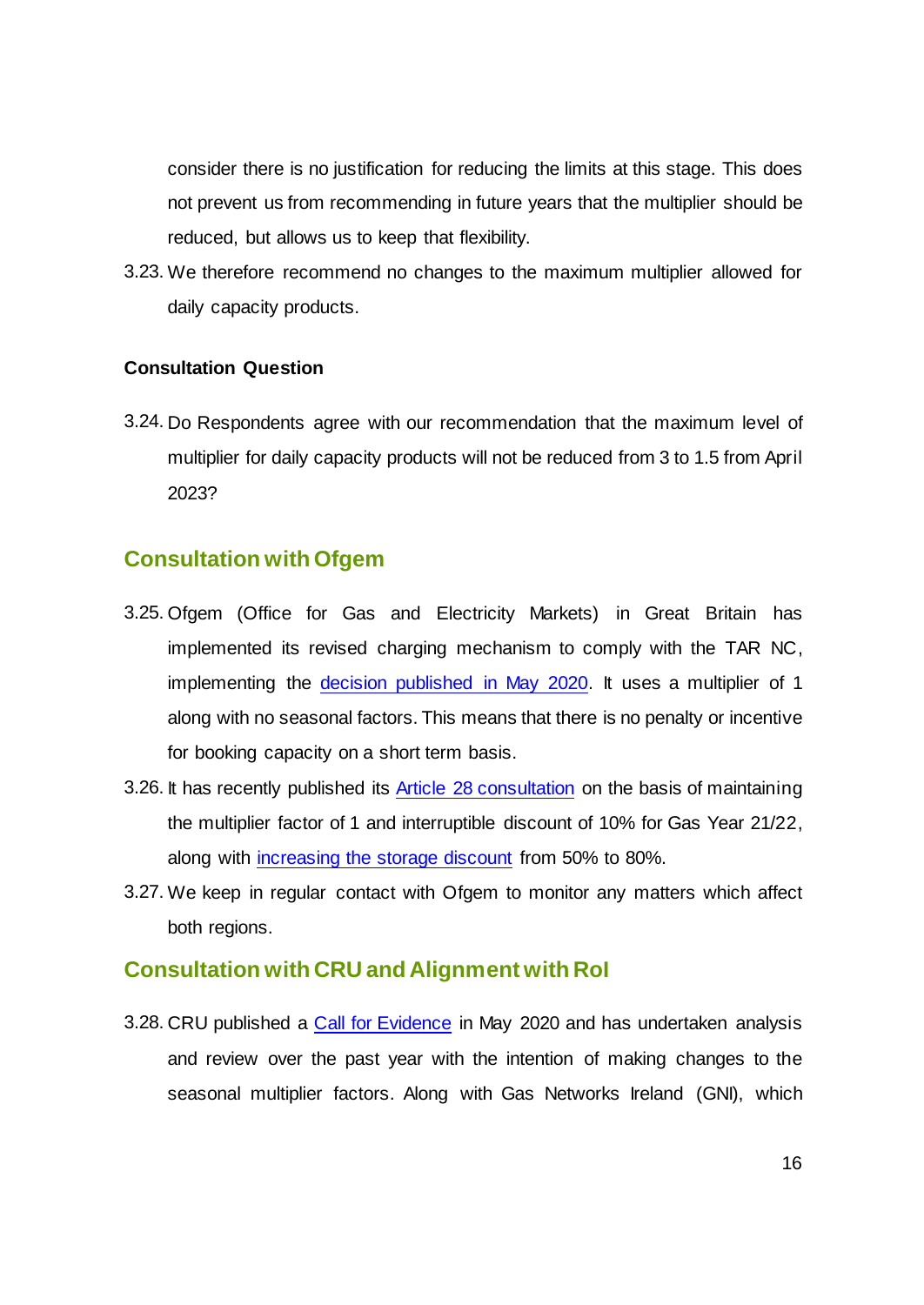consider there is no justification for reducing the limits at this stage. This does not prevent us from recommending in future years that the multiplier should be reduced, but allows us to keep that flexibility.

3.23. We therefore recommend no changes to the maximum multiplier allowed for daily capacity products.

**Consultation Question**

3.24. Do Respondents agree with our recommendation that the maximum level of multiplier for daily capacity products will not be reduced from 3 to 1.5 from April 2023?

## Consultation with Ofgem

3.25. Ofgem (Office for Gas and Electricity Markets) in Great Britain has implemented its revised charging mechanism to comply with the TAR NC, implementing the decision published in May 2020. It uses a multiplier of 1 along with no seasonal factors. This means that there is no penalty or incentive for booking capacity on a short term basis.

3.26. It has recently published its Article 28 consultation on the basis of maintaining the multiplier factor of 1 and interruptible discount of 10% for Gas Year 21/22, along with increasing the storage discount from 50% to 80%.

3.27. We keep in regular contact with Ofgem to monitor any matters which affect both regions.

## Consultation with CRU and Alignment with RoI

3.28. CRU published a Call for Evidence in May 2020 and has undertaken analysis and review over the past year with the intention of making changes to the seasonal multiplier factors. Along with Gas Networks Ireland (GNI), which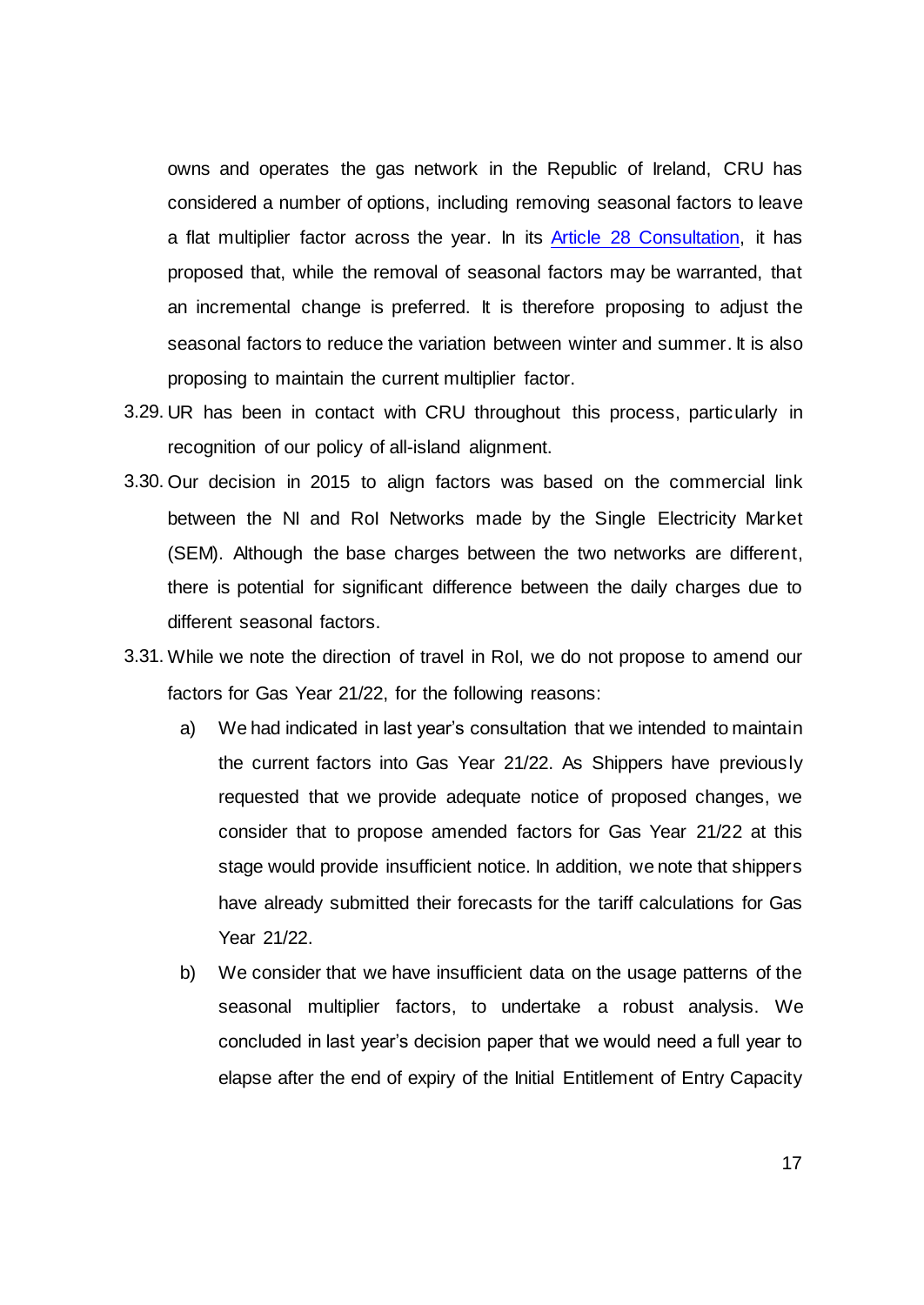owns and operates the gas network in the Republic of Ireland, CRU has considered a number of options, including removing seasonal factors to leave a flat multiplier factor across the year. In its [Article 28 Consultation](), it has proposed that, while the removal of seasonal factors may be warranted, that an incremental change is preferred. It is therefore proposing to adjust the seasonal factors to reduce the variation between winter and summer. It is also proposing to maintain the current multiplier factor.

3.29. UR has been in contact with CRU throughout this process, particularly in recognition of our policy of all-island alignment.

3.30. Our decision in 2015 to align factors was based on the commercial link between the NI and RoI Networks made by the Single Electricity Market (SEM). Although the base charges between the two networks are different, there is potential for significant difference between the daily charges due to different seasonal factors.

3.31. While we note the direction of travel in RoI, we do not propose to amend our factors for Gas Year 21/22, for the following reasons:

   a) We had indicated in last year's consultation that we intended to maintain the current factors into Gas Year 21/22. As Shippers have previously requested that we provide adequate notice of proposed changes, we consider that to propose amended factors for Gas Year 21/22 at this stage would provide insufficient notice. In addition, we note that shippers have already submitted their forecasts for the tariff calculations for Gas Year 21/22.

   b) We consider that we have insufficient data on the usage patterns of the seasonal multiplier factors, to undertake a robust analysis. We concluded in last year's decision paper that we would need a full year to elapse after the end of expiry of the Initial Entitlement of Entry Capacity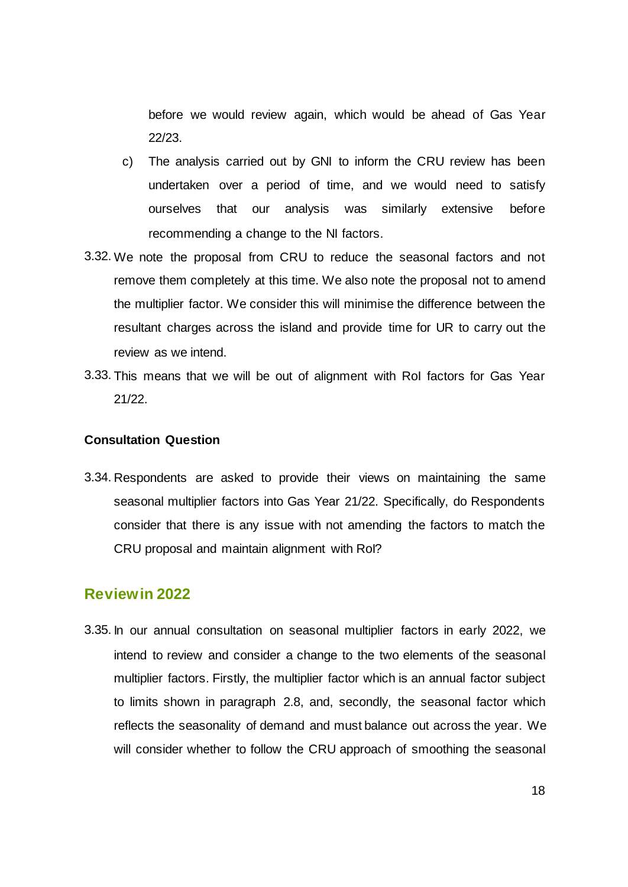before we would review again, which would be ahead of Gas Year 22/23.

c) The analysis carried out by GNI to inform the CRU review has been undertaken over a period of time, and we would need to satisfy ourselves that our analysis was similarly extensive before recommending a change to the NI factors.

3.32. We note the proposal from CRU to reduce the seasonal factors and not remove them completely at this time. We also note the proposal not to amend the multiplier factor. We consider this will minimise the difference between the resultant charges across the island and provide time for UR to carry out the review as we intend.

3.33. This means that we will be out of alignment with RoI factors for Gas Year 21/22.

**Consultation Question**

3.34. Respondents are asked to provide their views on maintaining the same seasonal multiplier factors into Gas Year 21/22. Specifically, do Respondents consider that there is any issue with not amending the factors to match the CRU proposal and maintain alignment with RoI?

## Review in 2022

3.35. In our annual consultation on seasonal multiplier factors in early 2022, we intend to review and consider a change to the two elements of the seasonal multiplier factors. Firstly, the multiplier factor which is an annual factor subject to limits shown in paragraph 2.8, and, secondly, the seasonal factor which reflects the seasonality of demand and must balance out across the year. We will consider whether to follow the CRU approach of smoothing the seasonal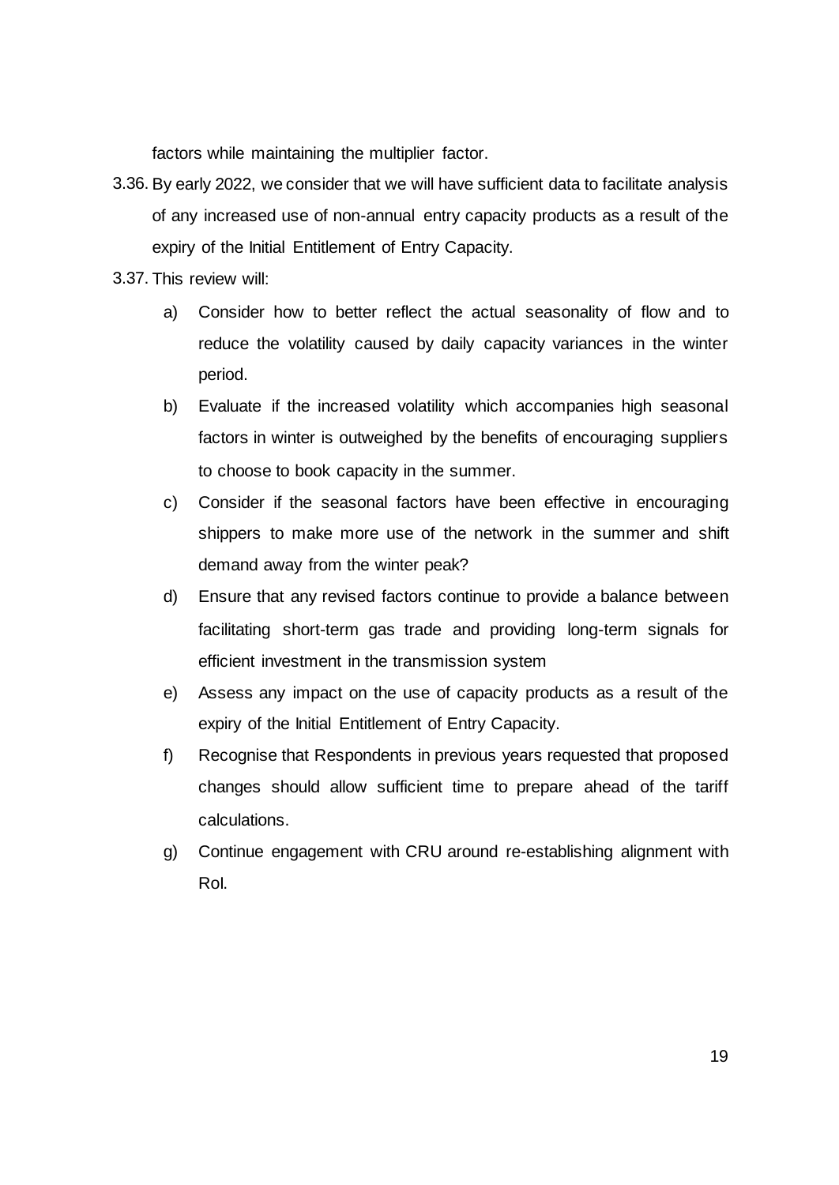factors while maintaining the multiplier factor.

3.36. By early 2022, we consider that we will have sufficient data to facilitate analysis of any increased use of non-annual entry capacity products as a result of the expiry of the Initial Entitlement of Entry Capacity.

3.37. This review will:

a) Consider how to better reflect the actual seasonality of flow and to reduce the volatility caused by daily capacity variances in the winter period.

b) Evaluate if the increased volatility which accompanies high seasonal factors in winter is outweighed by the benefits of encouraging suppliers to choose to book capacity in the summer.

c) Consider if the seasonal factors have been effective in encouraging shippers to make more use of the network in the summer and shift demand away from the winter peak?

d) Ensure that any revised factors continue to provide a balance between facilitating short-term gas trade and providing long-term signals for efficient investment in the transmission system

e) Assess any impact on the use of capacity products as a result of the expiry of the Initial Entitlement of Entry Capacity.

f) Recognise that Respondents in previous years requested that proposed changes should allow sufficient time to prepare ahead of the tariff calculations.

g) Continue engagement with CRU around re-establishing alignment with RoI.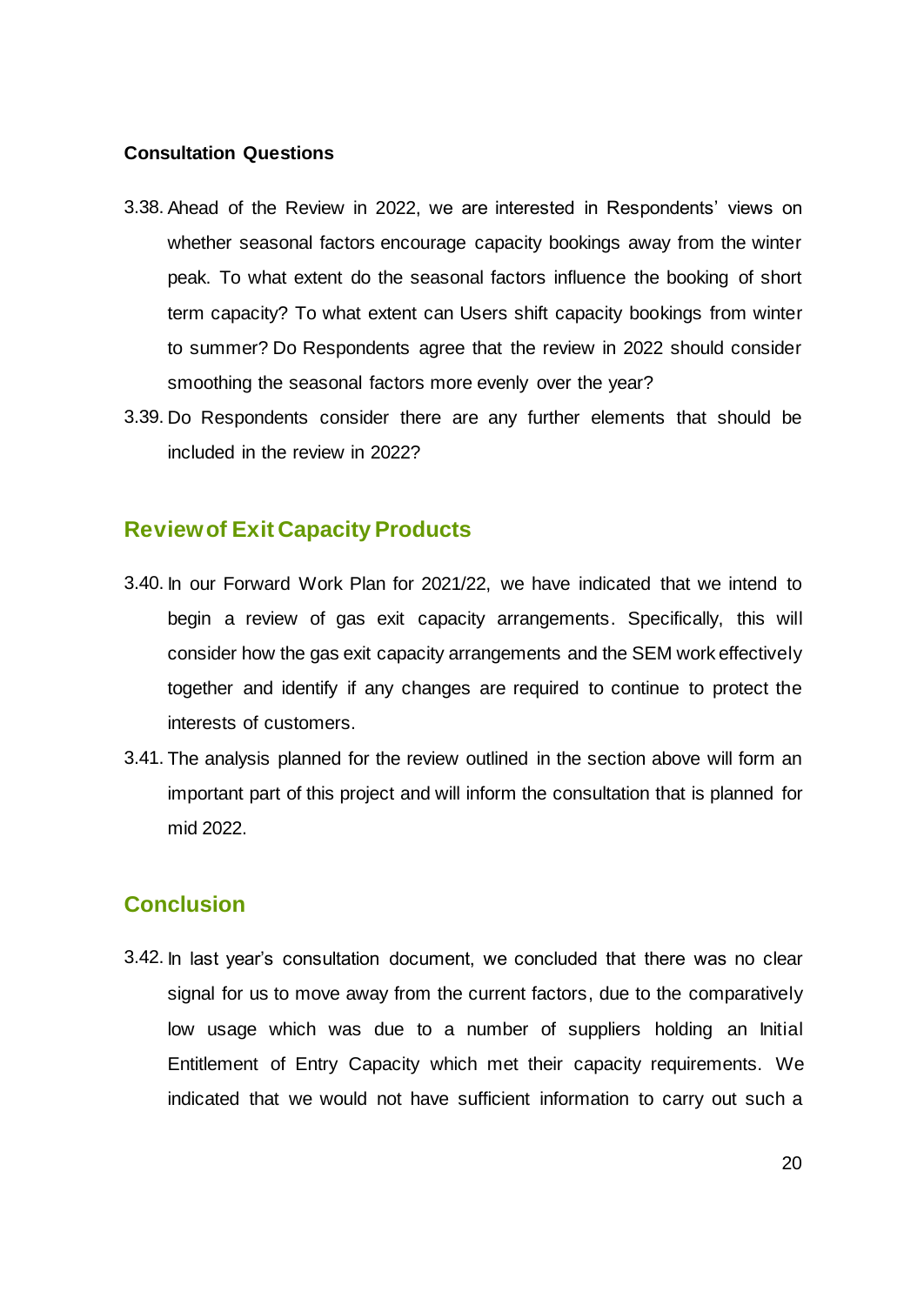**Consultation Questions**

3.38. Ahead of the Review in 2022, we are interested in Respondents' views on whether seasonal factors encourage capacity bookings away from the winter peak. To what extent do the seasonal factors influence the booking of short term capacity? To what extent can Users shift capacity bookings from winter to summer? Do Respondents agree that the review in 2022 should consider smoothing the seasonal factors more evenly over the year?

3.39. Do Respondents consider there are any further elements that should be included in the review in 2022?

## Review of Exit Capacity Products

3.40. In our Forward Work Plan for 2021/22, we have indicated that we intend to begin a review of gas exit capacity arrangements. Specifically, this will consider how the gas exit capacity arrangements and the SEM work effectively together and identify if any changes are required to continue to protect the interests of customers.

3.41. The analysis planned for the review outlined in the section above will form an important part of this project and will inform the consultation that is planned for mid 2022.

## Conclusion

3.42. In last year's consultation document, we concluded that there was no clear signal for us to move away from the current factors, due to the comparatively low usage which was due to a number of suppliers holding an Initial Entitlement of Entry Capacity which met their capacity requirements. We indicated that we would not have sufficient information to carry out such a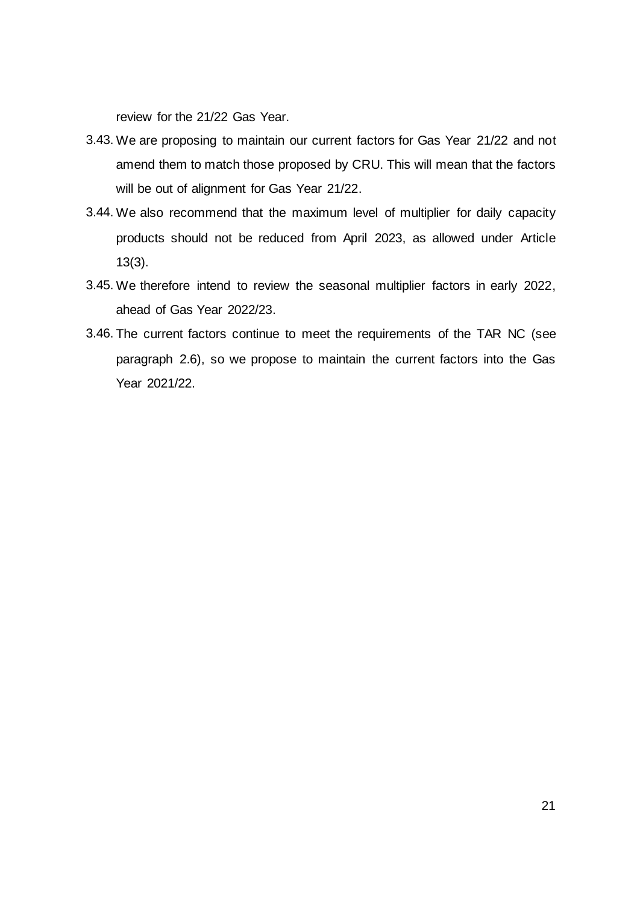review for the 21/22 Gas Year.

3.43. We are proposing to maintain our current factors for Gas Year 21/22 and not amend them to match those proposed by CRU. This will mean that the factors will be out of alignment for Gas Year 21/22.

3.44. We also recommend that the maximum level of multiplier for daily capacity products should not be reduced from April 2023, as allowed under Article 13(3).

3.45. We therefore intend to review the seasonal multiplier factors in early 2022, ahead of Gas Year 2022/23.

3.46. The current factors continue to meet the requirements of the TAR NC (see paragraph 2.6), so we propose to maintain the current factors into the Gas Year 2021/22.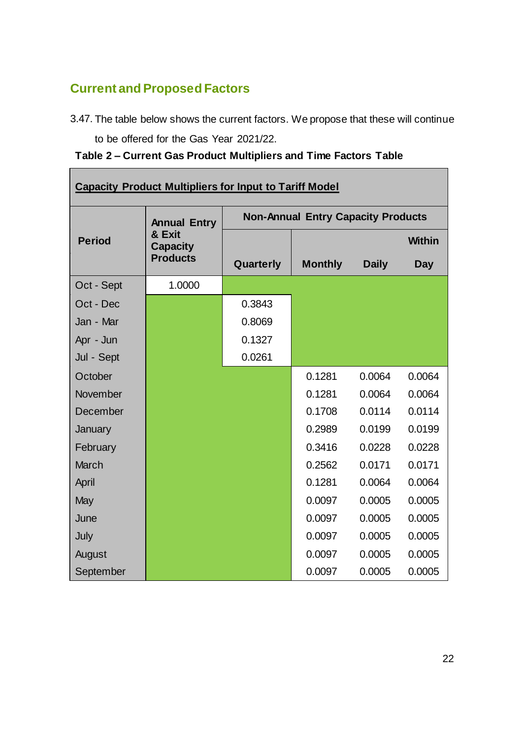## Current and Proposed Factors

3.47. The table below shows the current factors. We propose that these will continue to be offered for the Gas Year 2021/22.

**Table 2 – Current Gas Product Multipliers and Time Factors Table**

| **Capacity Product Multipliers for Input to Tariff Model** | | | | | |
|---|---|---|---|---|---|
| **Period** | **Annual Entry & Exit Capacity Products** | **Non-Annual Entry Capacity Products** | | | |
| | | **Quarterly** | **Monthly** | **Daily** | **Within Day** |
| Oct - Sept | 1.0000 | | | | |
| Oct - Dec | | 0.3843 | | | |
| Jan - Mar | | 0.8069 | | | |
| Apr - Jun | | 0.1327 | | | |
| Jul - Sept | | 0.0261 | | | |
| October | | | 0.1281 | 0.0064 | 0.0064 |
| November | | | 0.1281 | 0.0064 | 0.0064 |
| December | | | 0.1708 | 0.0114 | 0.0114 |
| January | | | 0.2989 | 0.0199 | 0.0199 |
| February | | | 0.3416 | 0.0228 | 0.0228 |
| March | | | 0.2562 | 0.0171 | 0.0171 |
| April | | | 0.1281 | 0.0064 | 0.0064 |
| May | | | 0.0097 | 0.0005 | 0.0005 |
| June | | | 0.0097 | 0.0005 | 0.0005 |
| July | | | 0.0097 | 0.0005 | 0.0005 |
| August | | | 0.0097 | 0.0005 | 0.0005 |
| September | | | 0.0097 | 0.0005 | 0.0005 |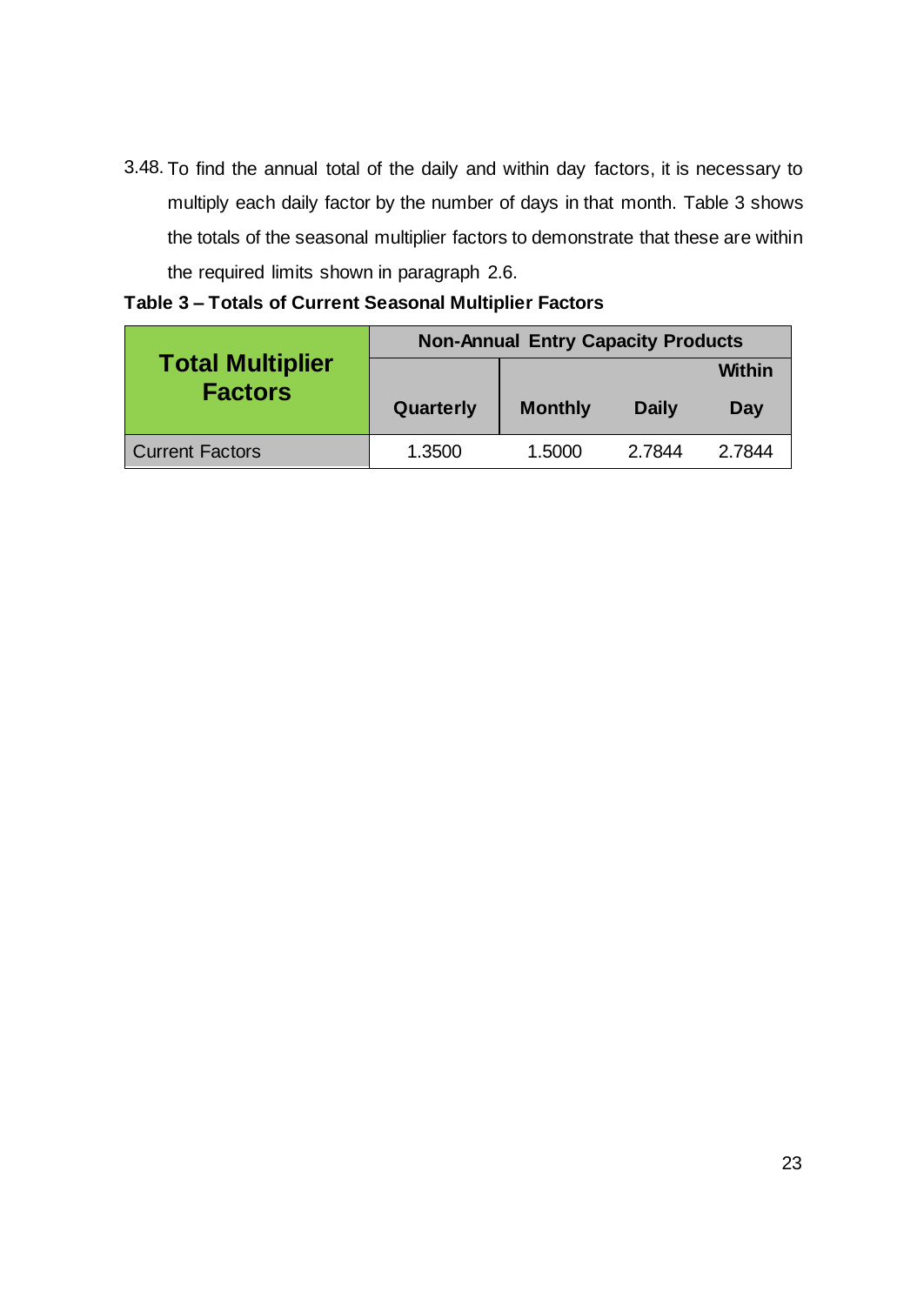3.48. To find the annual total of the daily and within day factors, it is necessary to multiply each daily factor by the number of days in that month. Table 3 shows the totals of the seasonal multiplier factors to demonstrate that these are within the required limits shown in paragraph 2.6.

**Table 3 – Totals of Current Seasonal Multiplier Factors**

| Total Multiplier Factors | Non-Annual Entry Capacity Products | | | |
|---|---|---|---|---|
| | Quarterly | Monthly | Daily | Within Day |
| Current Factors | 1.3500 | 1.5000 | 2.7844 | 2.7844 |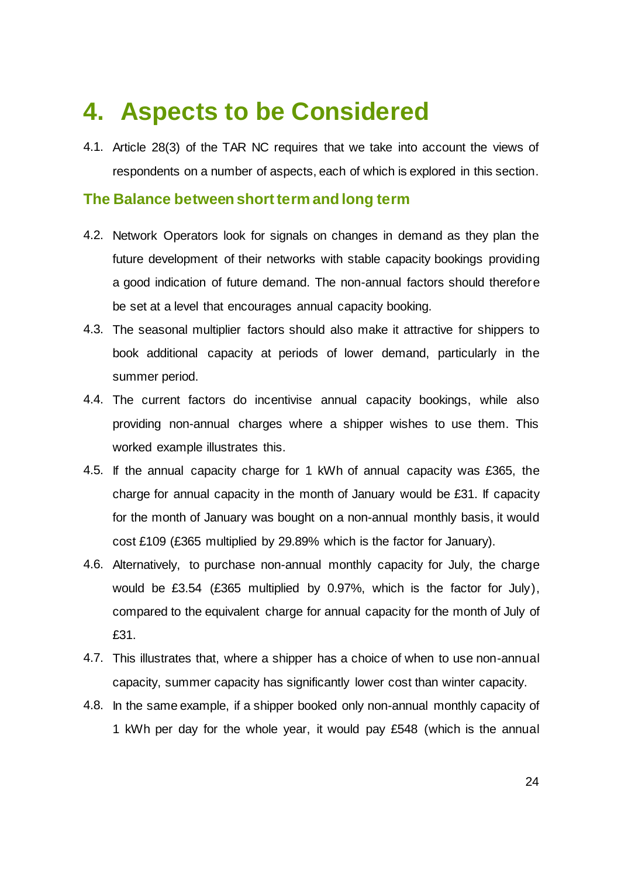# 4. Aspects to be Considered

4.1. Article 28(3) of the TAR NC requires that we take into account the views of respondents on a number of aspects, each of which is explored in this section.

## The Balance between short term and long term

4.2. Network Operators look for signals on changes in demand as they plan the future development of their networks with stable capacity bookings providing a good indication of future demand. The non-annual factors should therefore be set at a level that encourages annual capacity booking.

4.3. The seasonal multiplier factors should also make it attractive for shippers to book additional capacity at periods of lower demand, particularly in the summer period.

4.4. The current factors do incentivise annual capacity bookings, while also providing non-annual charges where a shipper wishes to use them. This worked example illustrates this.

4.5. If the annual capacity charge for 1 kWh of annual capacity was £365, the charge for annual capacity in the month of January would be £31. If capacity for the month of January was bought on a non-annual monthly basis, it would cost £109 (£365 multiplied by 29.89% which is the factor for January).

4.6. Alternatively, to purchase non-annual monthly capacity for July, the charge would be £3.54 (£365 multiplied by 0.97%, which is the factor for July), compared to the equivalent charge for annual capacity for the month of July of £31.

4.7. This illustrates that, where a shipper has a choice of when to use non-annual capacity, summer capacity has significantly lower cost than winter capacity.

4.8. In the same example, if a shipper booked only non-annual monthly capacity of 1 kWh per day for the whole year, it would pay £548 (which is the annual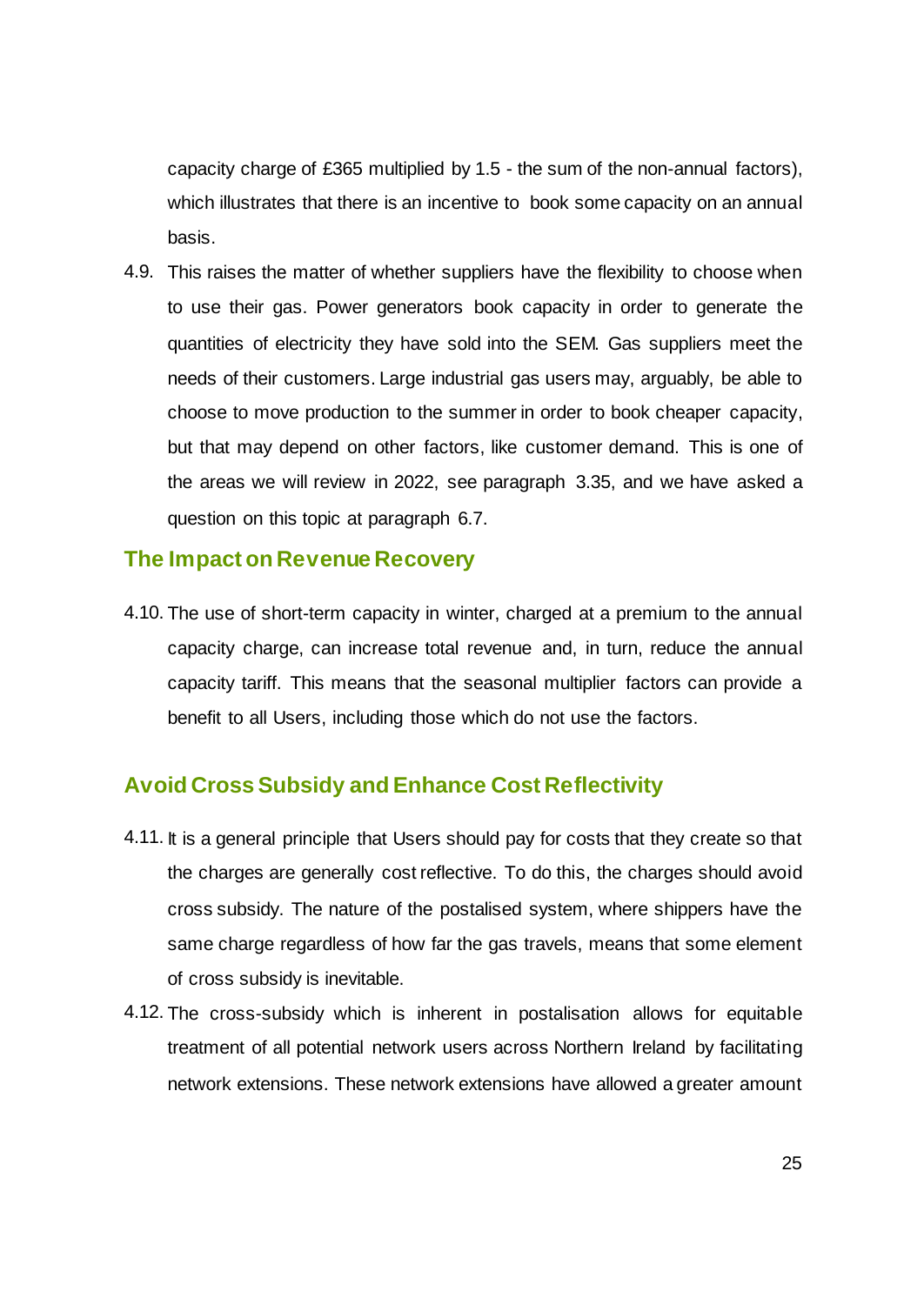capacity charge of £365 multiplied by 1.5 - the sum of the non-annual factors), which illustrates that there is an incentive to book some capacity on an annual basis.

4.9. This raises the matter of whether suppliers have the flexibility to choose when to use their gas. Power generators book capacity in order to generate the quantities of electricity they have sold into the SEM. Gas suppliers meet the needs of their customers. Large industrial gas users may, arguably, be able to choose to move production to the summer in order to book cheaper capacity, but that may depend on other factors, like customer demand. This is one of the areas we will review in 2022, see paragraph 3.35, and we have asked a question on this topic at paragraph 6.7.

## The Impact on Revenue Recovery

4.10. The use of short-term capacity in winter, charged at a premium to the annual capacity charge, can increase total revenue and, in turn, reduce the annual capacity tariff. This means that the seasonal multiplier factors can provide a benefit to all Users, including those which do not use the factors.

## Avoid Cross Subsidy and Enhance Cost Reflectivity

4.11. It is a general principle that Users should pay for costs that they create so that the charges are generally cost reflective. To do this, the charges should avoid cross subsidy. The nature of the postalised system, where shippers have the same charge regardless of how far the gas travels, means that some element of cross subsidy is inevitable.

4.12. The cross-subsidy which is inherent in postalisation allows for equitable treatment of all potential network users across Northern Ireland by facilitating network extensions. These network extensions have allowed a greater amount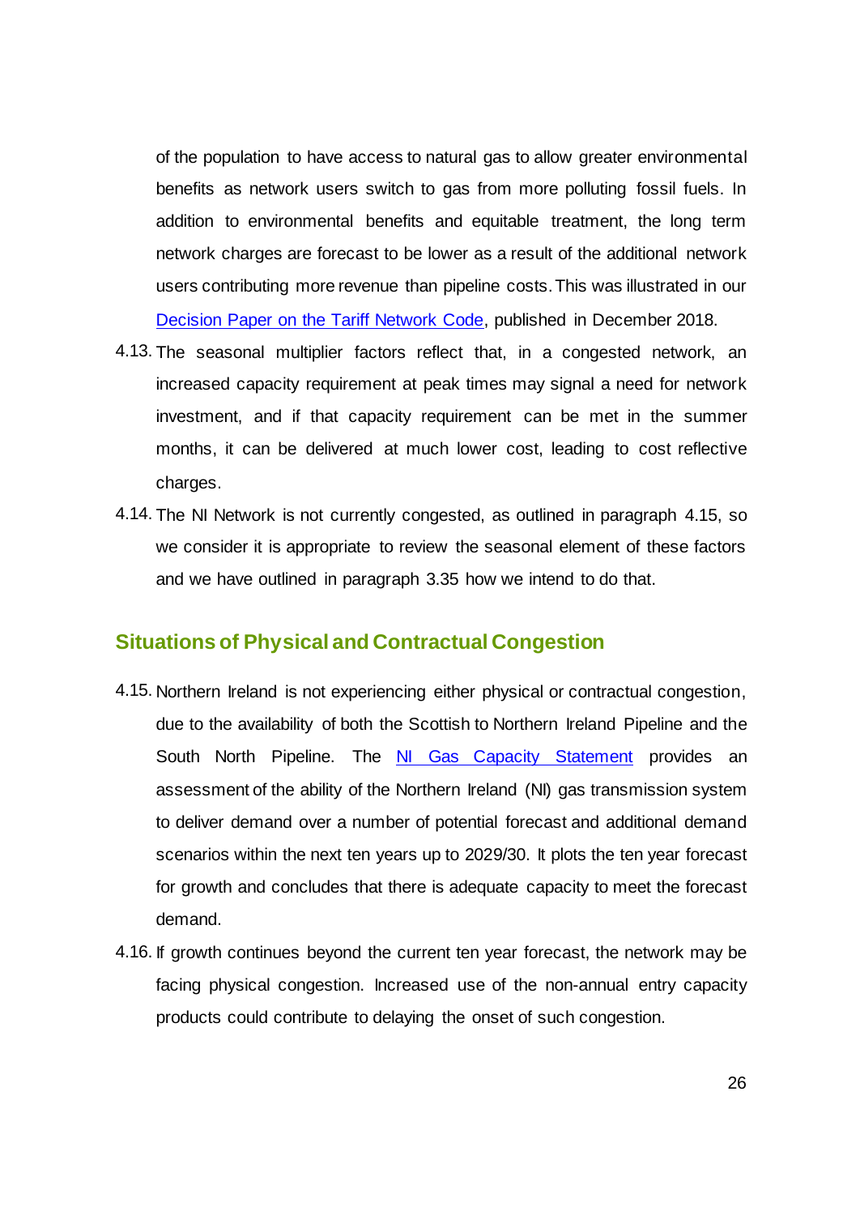of the population to have access to natural gas to allow greater environmental benefits as network users switch to gas from more polluting fossil fuels. In addition to environmental benefits and equitable treatment, the long term network charges are forecast to be lower as a result of the additional network users contributing more revenue than pipeline costs. This was illustrated in our [Decision Paper on the Tariff Network Code](), published in December 2018.

4.13. The seasonal multiplier factors reflect that, in a congested network, an increased capacity requirement at peak times may signal a need for network investment, and if that capacity requirement can be met in the summer months, it can be delivered at much lower cost, leading to cost reflective charges.

4.14. The NI Network is not currently congested, as outlined in paragraph 4.15, so we consider it is appropriate to review the seasonal element of these factors and we have outlined in paragraph 3.35 how we intend to do that.

## Situations of Physical and Contractual Congestion

4.15. Northern Ireland is not experiencing either physical or contractual congestion, due to the availability of both the Scottish to Northern Ireland Pipeline and the South North Pipeline. The [NI Gas Capacity Statement]() provides an assessment of the ability of the Northern Ireland (NI) gas transmission system to deliver demand over a number of potential forecast and additional demand scenarios within the next ten years up to 2029/30. It plots the ten year forecast for growth and concludes that there is adequate capacity to meet the forecast demand.

4.16. If growth continues beyond the current ten year forecast, the network may be facing physical congestion. Increased use of the non-annual entry capacity products could contribute to delaying the onset of such congestion.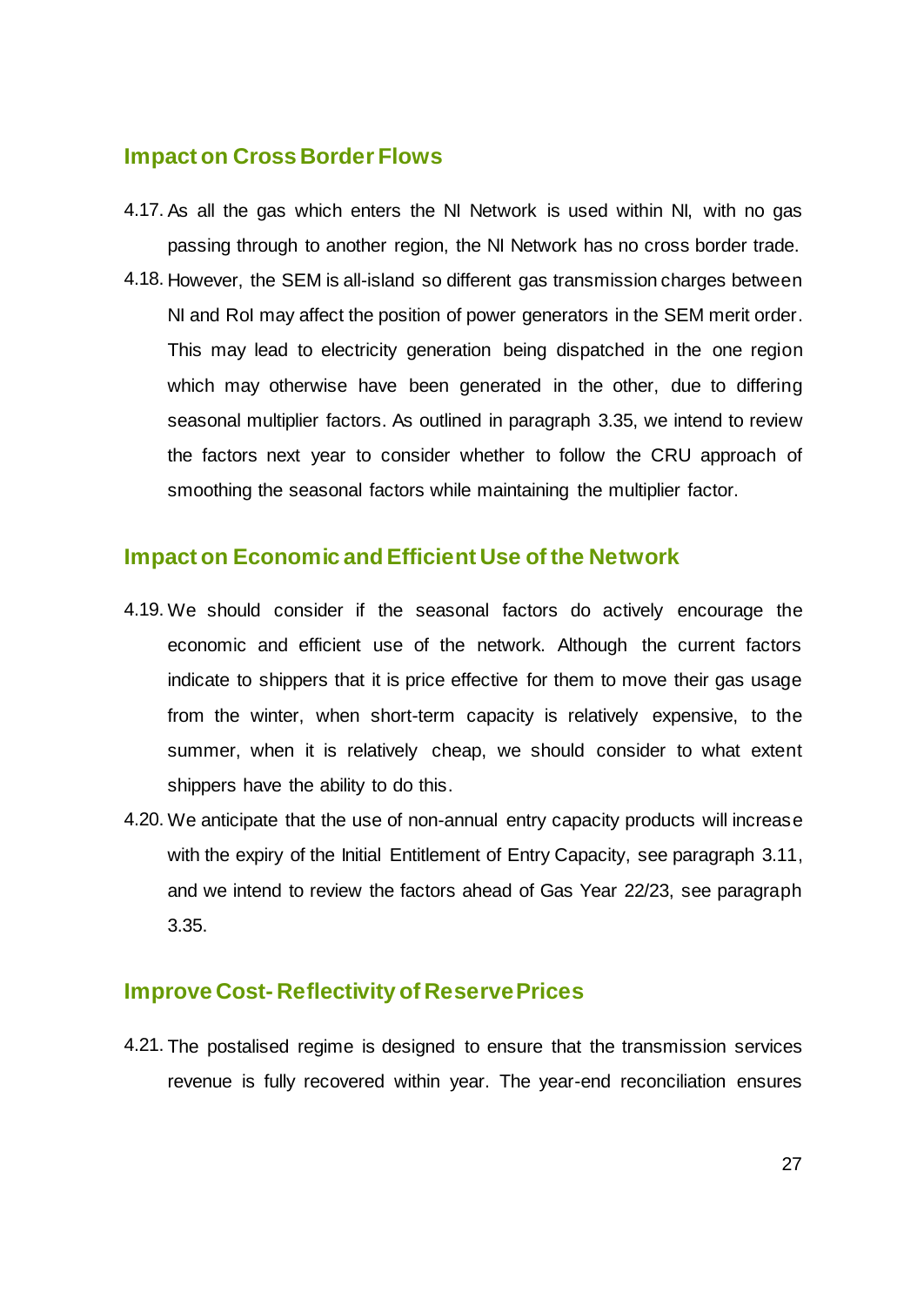## Impact on Cross Border Flows

4.17. As all the gas which enters the NI Network is used within NI, with no gas passing through to another region, the NI Network has no cross border trade.

4.18. However, the SEM is all-island so different gas transmission charges between NI and RoI may affect the position of power generators in the SEM merit order. This may lead to electricity generation being dispatched in the one region which may otherwise have been generated in the other, due to differing seasonal multiplier factors. As outlined in paragraph 3.35, we intend to review the factors next year to consider whether to follow the CRU approach of smoothing the seasonal factors while maintaining the multiplier factor.

## Impact on Economic and Efficient Use of the Network

4.19. We should consider if the seasonal factors do actively encourage the economic and efficient use of the network. Although the current factors indicate to shippers that it is price effective for them to move their gas usage from the winter, when short-term capacity is relatively expensive, to the summer, when it is relatively cheap, we should consider to what extent shippers have the ability to do this.

4.20. We anticipate that the use of non-annual entry capacity products will increase with the expiry of the Initial Entitlement of Entry Capacity, see paragraph 3.11, and we intend to review the factors ahead of Gas Year 22/23, see paragraph 3.35.

## Improve Cost- Reflectivity of Reserve Prices

4.21. The postalised regime is designed to ensure that the transmission services revenue is fully recovered within year. The year-end reconciliation ensures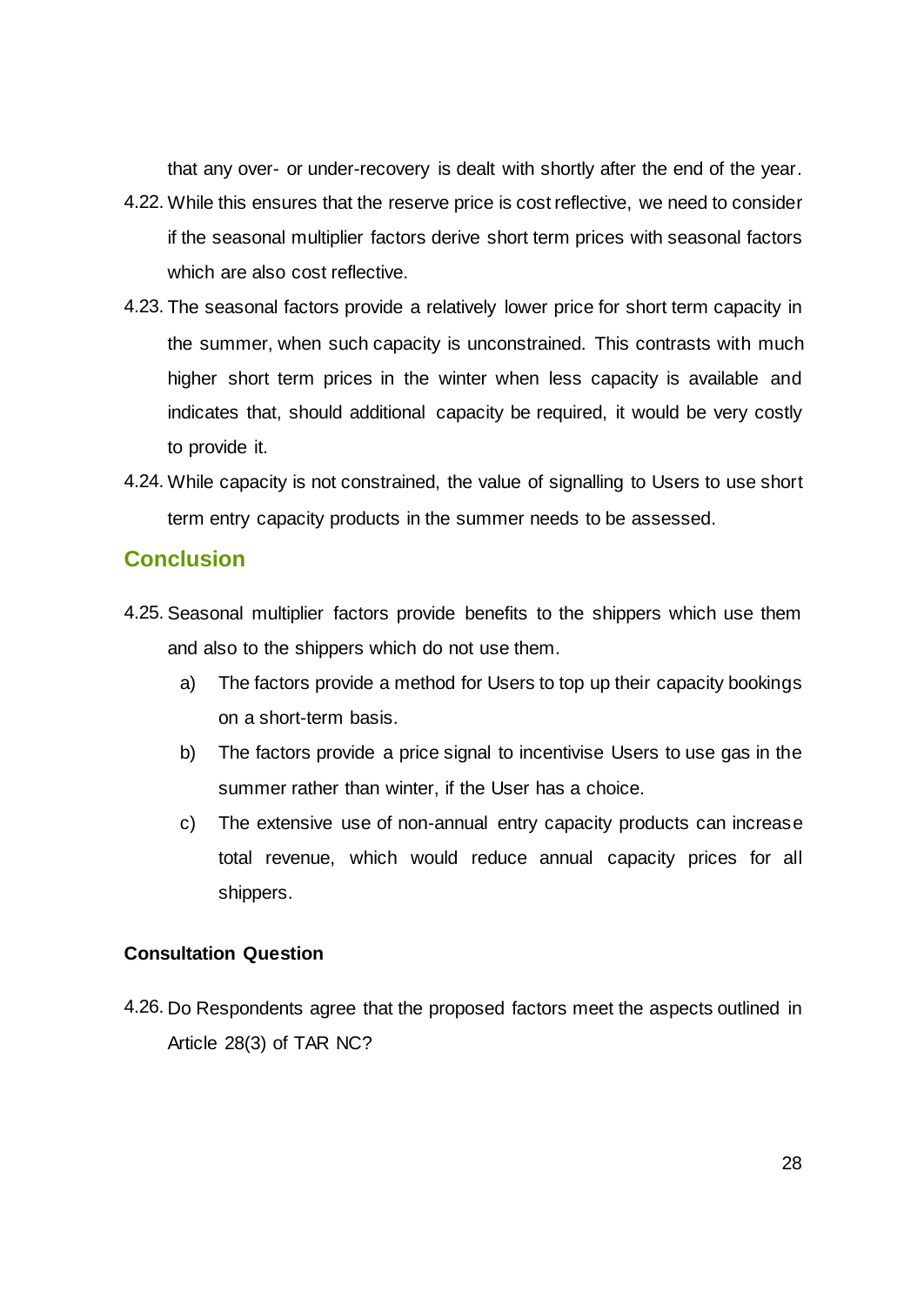that any over- or under-recovery is dealt with shortly after the end of the year.

4.22. While this ensures that the reserve price is cost reflective, we need to consider if the seasonal multiplier factors derive short term prices with seasonal factors which are also cost reflective.

4.23. The seasonal factors provide a relatively lower price for short term capacity in the summer, when such capacity is unconstrained. This contrasts with much higher short term prices in the winter when less capacity is available and indicates that, should additional capacity be required, it would be very costly to provide it.

4.24. While capacity is not constrained, the value of signalling to Users to use short term entry capacity products in the summer needs to be assessed.

## Conclusion

4.25. Seasonal multiplier factors provide benefits to the shippers which use them and also to the shippers which do not use them.

a) The factors provide a method for Users to top up their capacity bookings on a short-term basis.

b) The factors provide a price signal to incentivise Users to use gas in the summer rather than winter, if the User has a choice.

c) The extensive use of non-annual entry capacity products can increase total revenue, which would reduce annual capacity prices for all shippers.

**Consultation Question**

4.26. Do Respondents agree that the proposed factors meet the aspects outlined in Article 28(3) of TAR NC?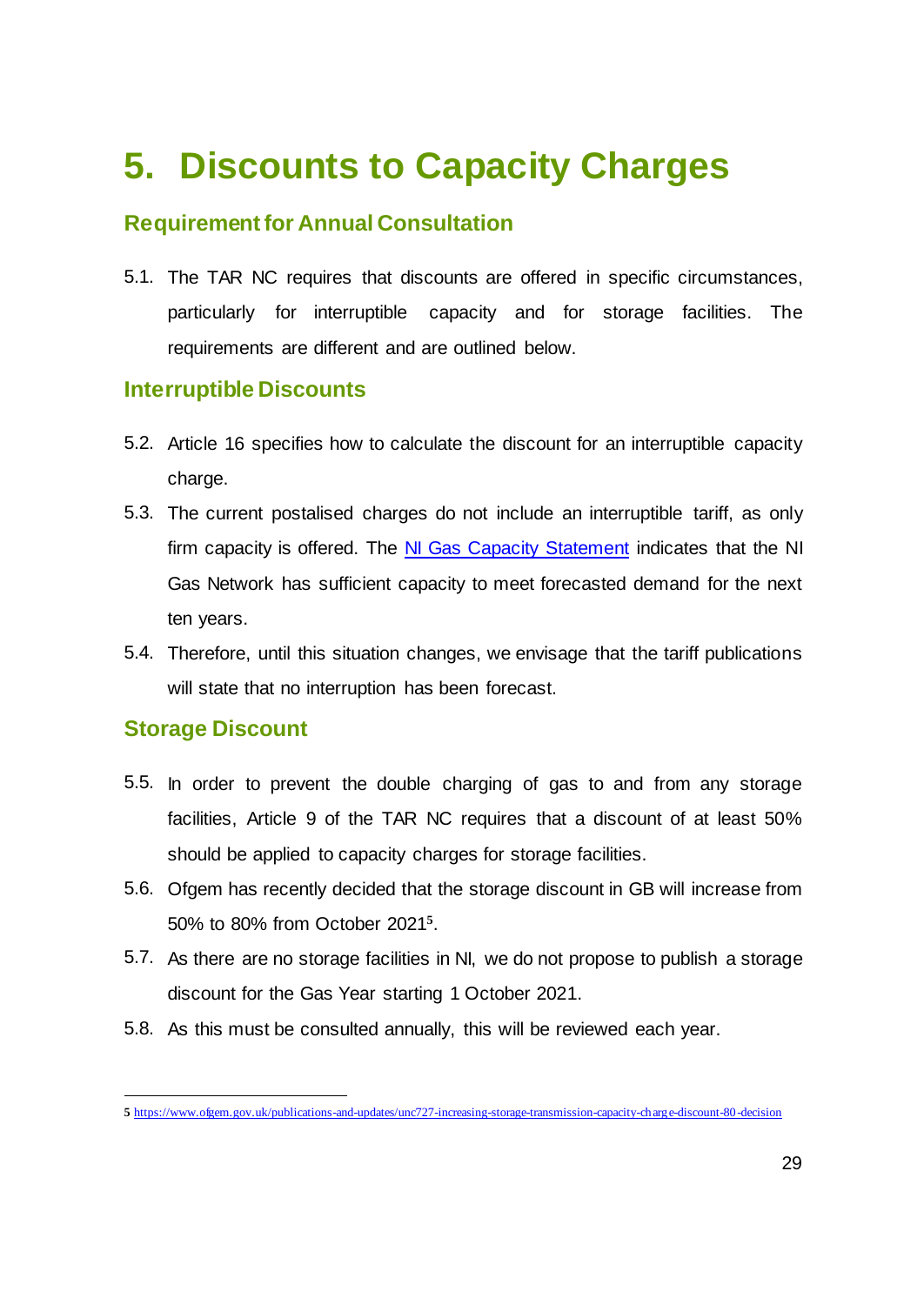# 5. Discounts to Capacity Charges

## Requirement for Annual Consultation

5.1. The TAR NC requires that discounts are offered in specific circumstances, particularly for interruptible capacity and for storage facilities. The requirements are different and are outlined below.

## Interruptible Discounts

5.2. Article 16 specifies how to calculate the discount for an interruptible capacity charge.

5.3. The current postalised charges do not include an interruptible tariff, as only firm capacity is offered. The [NI Gas Capacity Statement] indicates that the NI Gas Network has sufficient capacity to meet forecasted demand for the next ten years.

5.4. Therefore, until this situation changes, we envisage that the tariff publications will state that no interruption has been forecast.

## Storage Discount

5.5. In order to prevent the double charging of gas to and from any storage facilities, Article 9 of the TAR NC requires that a discount of at least 50% should be applied to capacity charges for storage facilities.

5.6. Ofgem has recently decided that the storage discount in GB will increase from 50% to 80% from October 2021[5].

5.7. As there are no storage facilities in NI, we do not propose to publish a storage discount for the Gas Year starting 1 October 2021.

5.8. As this must be consulted annually, this will be reviewed each year.

---

[5] https://www.ofgem.gov.uk/publications-and-updates/unc727-increasing-storage-transmission-capacity-charge-discount-80-decision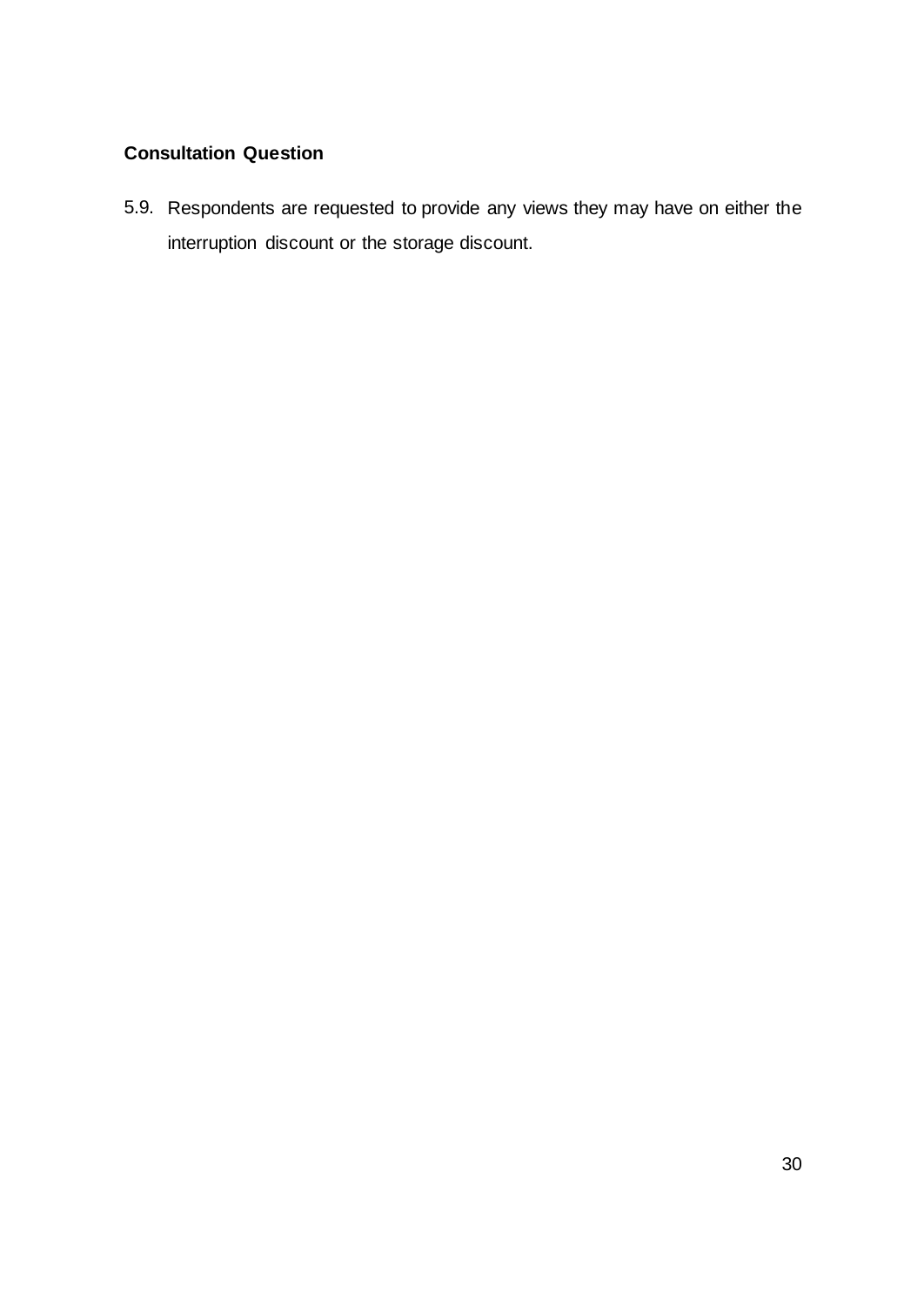**Consultation Question**

5.9. Respondents are requested to provide any views they may have on either the interruption discount or the storage discount.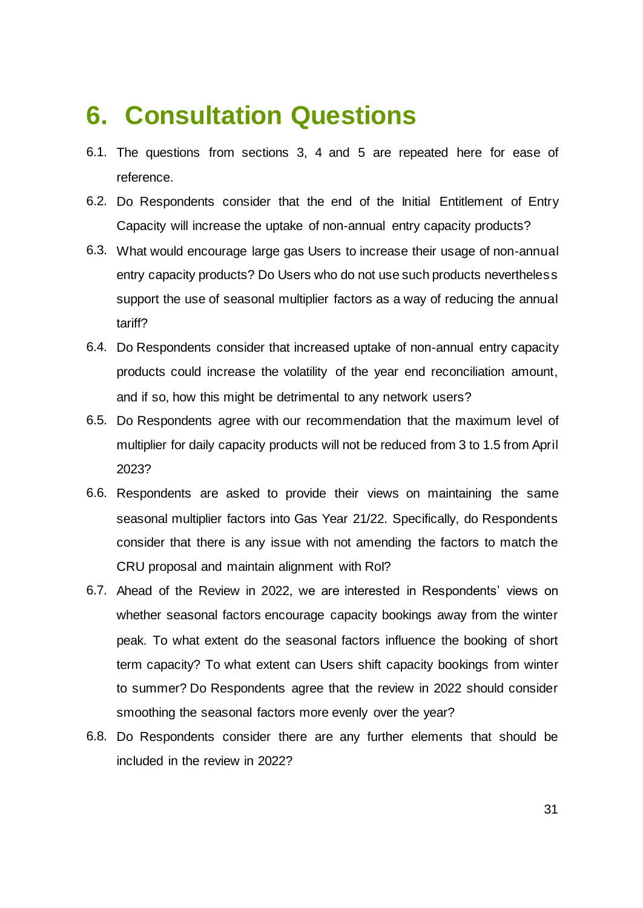# 6. Consultation Questions

6.1. The questions from sections 3, 4 and 5 are repeated here for ease of reference.

6.2. Do Respondents consider that the end of the Initial Entitlement of Entry Capacity will increase the uptake of non-annual entry capacity products?

6.3. What would encourage large gas Users to increase their usage of non-annual entry capacity products? Do Users who do not use such products nevertheless support the use of seasonal multiplier factors as a way of reducing the annual tariff?

6.4. Do Respondents consider that increased uptake of non-annual entry capacity products could increase the volatility of the year end reconciliation amount, and if so, how this might be detrimental to any network users?

6.5. Do Respondents agree with our recommendation that the maximum level of multiplier for daily capacity products will not be reduced from 3 to 1.5 from April 2023?

6.6. Respondents are asked to provide their views on maintaining the same seasonal multiplier factors into Gas Year 21/22. Specifically, do Respondents consider that there is any issue with not amending the factors to match the CRU proposal and maintain alignment with RoI?

6.7. Ahead of the Review in 2022, we are interested in Respondents' views on whether seasonal factors encourage capacity bookings away from the winter peak. To what extent do the seasonal factors influence the booking of short term capacity? To what extent can Users shift capacity bookings from winter to summer? Do Respondents agree that the review in 2022 should consider smoothing the seasonal factors more evenly over the year?

6.8. Do Respondents consider there are any further elements that should be included in the review in 2022?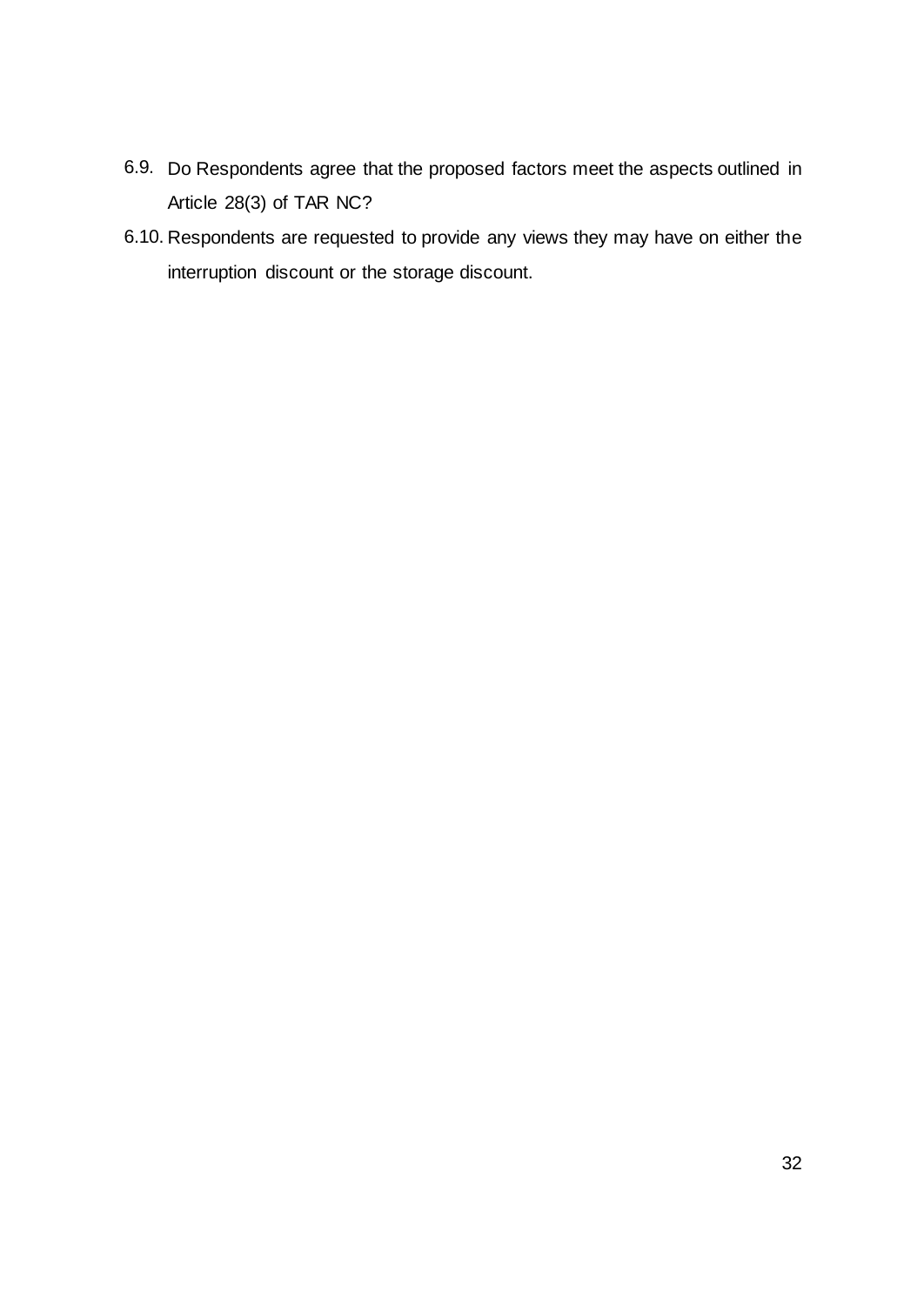6.9. Do Respondents agree that the proposed factors meet the aspects outlined in Article 28(3) of TAR NC?

6.10. Respondents are requested to provide any views they may have on either the interruption discount or the storage discount.